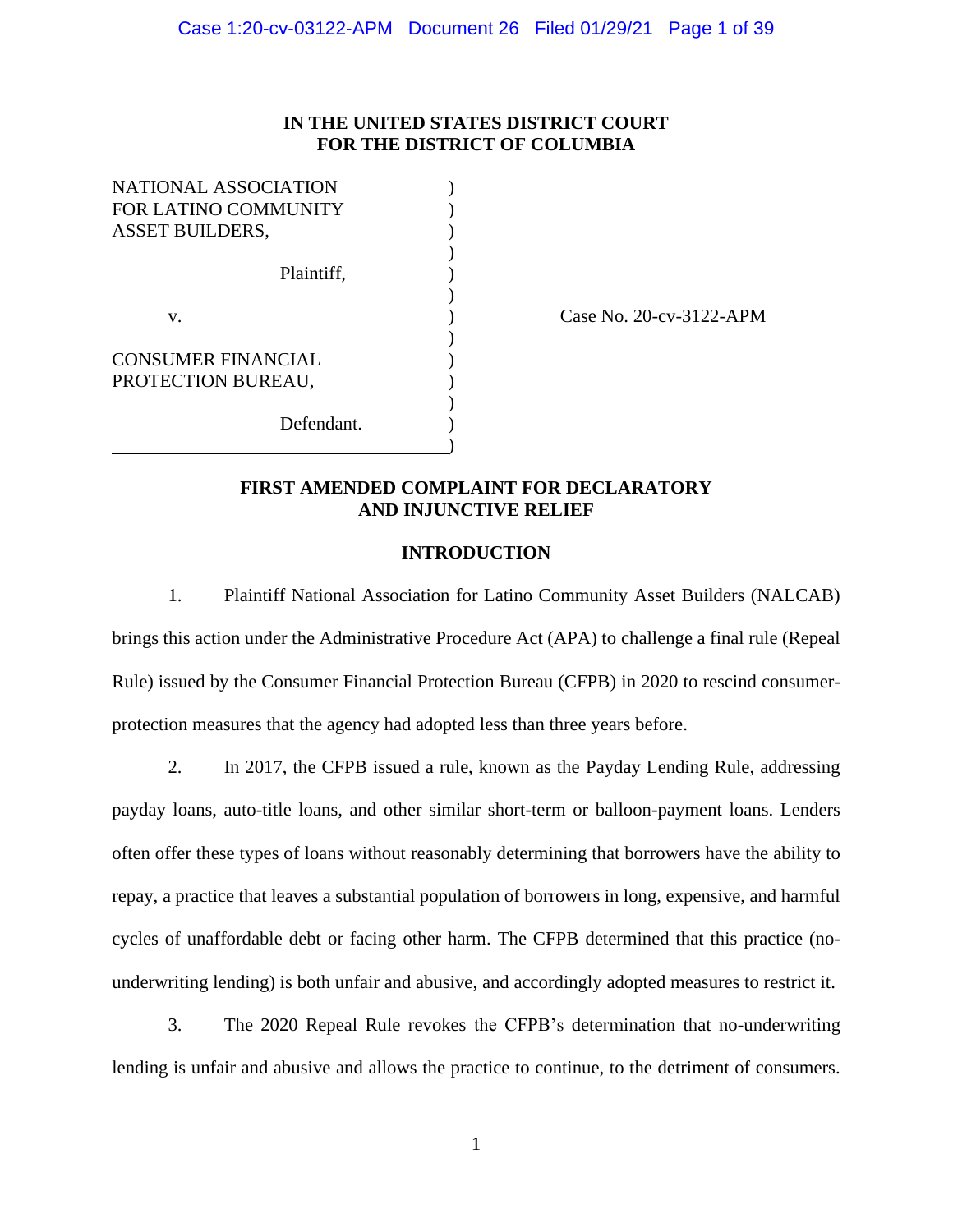**IN THE UNITED STATES DISTRICT COURT**
**FOR THE DISTRICT OF COLUMBIA**

| | | |
|---|---|---|
| NATIONAL ASSOCIATION FOR LATINO COMMUNITY ASSET BUILDERS,<br><br>Plaintiff,<br><br>v.<br><br>CONSUMER FINANCIAL PROTECTION BUREAU,<br><br>Defendant. | ) | Case No. 20-cv-3122-APM |

## FIRST AMENDED COMPLAINT FOR DECLARATORY AND INJUNCTIVE RELIEF

### INTRODUCTION

1. Plaintiff National Association for Latino Community Asset Builders (NALCAB) brings this action under the Administrative Procedure Act (APA) to challenge a final rule (Repeal Rule) issued by the Consumer Financial Protection Bureau (CFPB) in 2020 to rescind consumer-protection measures that the agency had adopted less than three years before.

2. In 2017, the CFPB issued a rule, known as the Payday Lending Rule, addressing payday loans, auto-title loans, and other similar short-term or balloon-payment loans. Lenders often offer these types of loans without reasonably determining that borrowers have the ability to repay, a practice that leaves a substantial population of borrowers in long, expensive, and harmful cycles of unaffordable debt or facing other harm. The CFPB determined that this practice (no-underwriting lending) is both unfair and abusive, and accordingly adopted measures to restrict it.

3. The 2020 Repeal Rule revokes the CFPB's determination that no-underwriting lending is unfair and abusive and allows the practice to continue, to the detriment of consumers.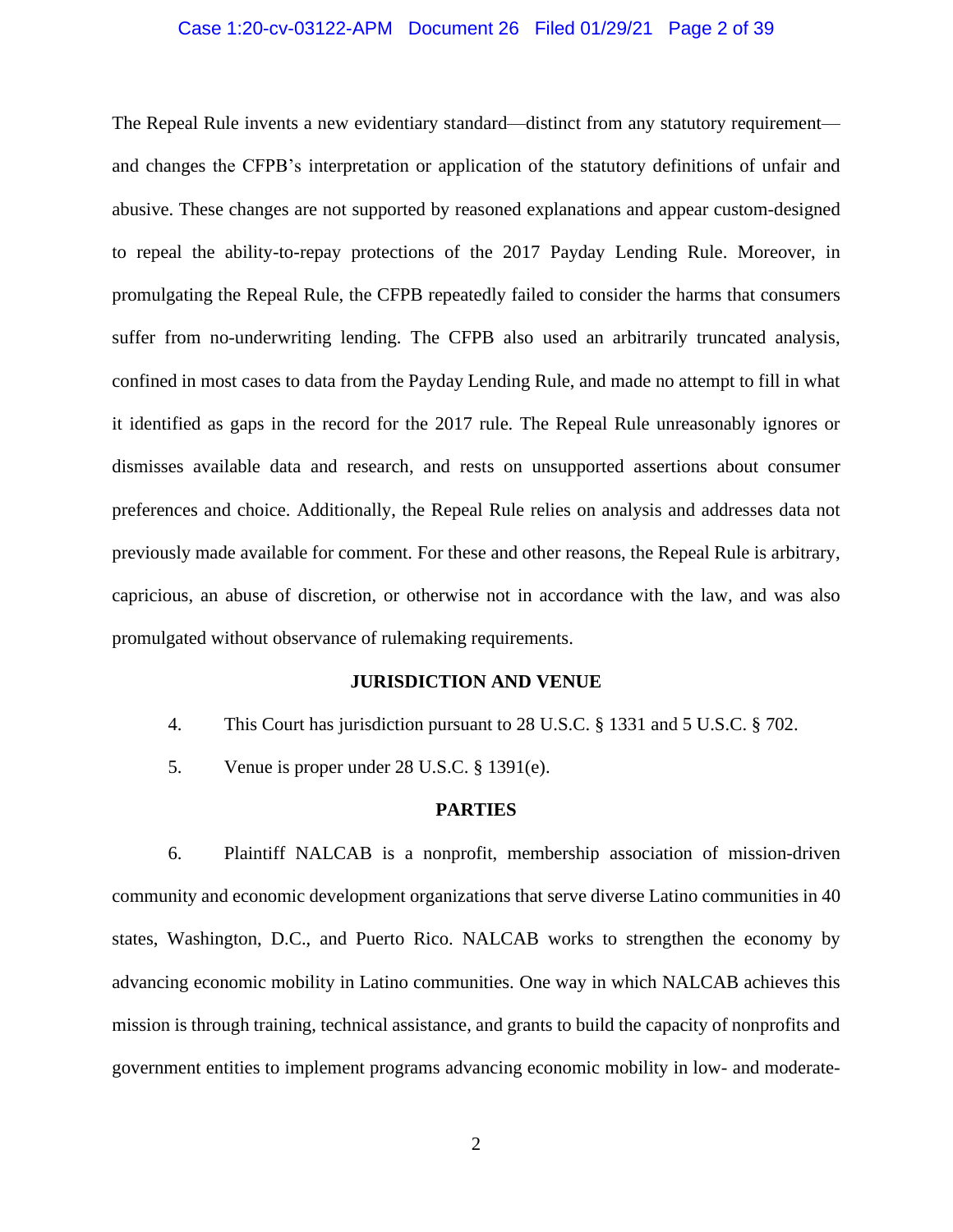The Repeal Rule invents a new evidentiary standard—distinct from any statutory requirement—and changes the CFPB's interpretation or application of the statutory definitions of unfair and abusive. These changes are not supported by reasoned explanations and appear custom-designed to repeal the ability-to-repay protections of the 2017 Payday Lending Rule. Moreover, in promulgating the Repeal Rule, the CFPB repeatedly failed to consider the harms that consumers suffer from no-underwriting lending. The CFPB also used an arbitrarily truncated analysis, confined in most cases to data from the Payday Lending Rule, and made no attempt to fill in what it identified as gaps in the record for the 2017 rule. The Repeal Rule unreasonably ignores or dismisses available data and research, and rests on unsupported assertions about consumer preferences and choice. Additionally, the Repeal Rule relies on analysis and addresses data not previously made available for comment. For these and other reasons, the Repeal Rule is arbitrary, capricious, an abuse of discretion, or otherwise not in accordance with the law, and was also promulgated without observance of rulemaking requirements.

## JURISDICTION AND VENUE

4. This Court has jurisdiction pursuant to 28 U.S.C. § 1331 and 5 U.S.C. § 702.

5. Venue is proper under 28 U.S.C. § 1391(e).

## PARTIES

6. Plaintiff NALCAB is a nonprofit, membership association of mission-driven community and economic development organizations that serve diverse Latino communities in 40 states, Washington, D.C., and Puerto Rico. NALCAB works to strengthen the economy by advancing economic mobility in Latino communities. One way in which NALCAB achieves this mission is through training, technical assistance, and grants to build the capacity of nonprofits and government entities to implement programs advancing economic mobility in low- and moderate-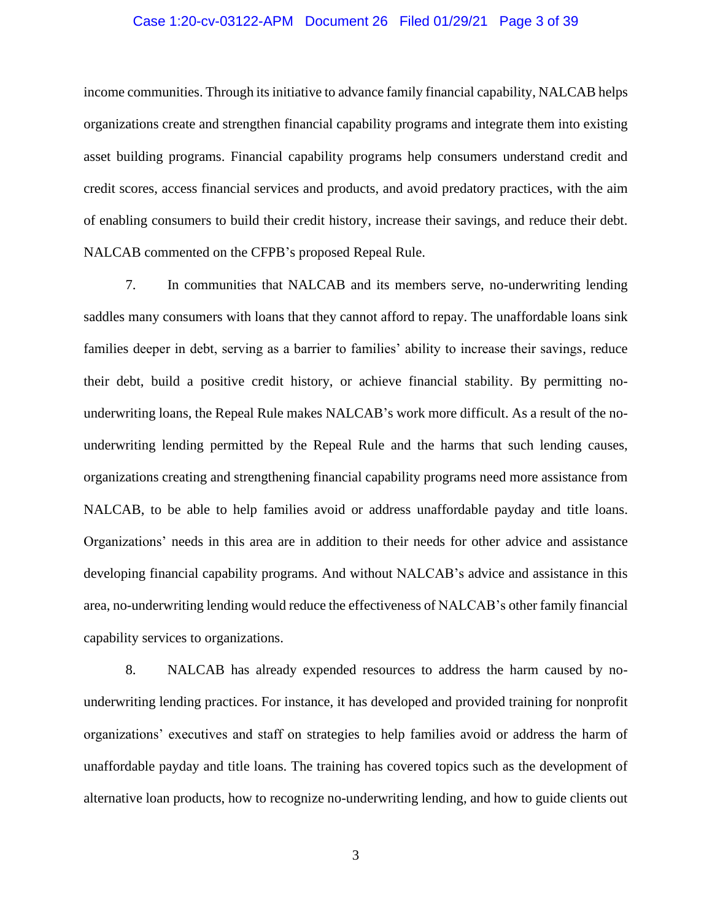income communities. Through its initiative to advance family financial capability, NALCAB helps organizations create and strengthen financial capability programs and integrate them into existing asset building programs. Financial capability programs help consumers understand credit and credit scores, access financial services and products, and avoid predatory practices, with the aim of enabling consumers to build their credit history, increase their savings, and reduce their debt. NALCAB commented on the CFPB's proposed Repeal Rule.

7. In communities that NALCAB and its members serve, no-underwriting lending saddles many consumers with loans that they cannot afford to repay. The unaffordable loans sink families deeper in debt, serving as a barrier to families' ability to increase their savings, reduce their debt, build a positive credit history, or achieve financial stability. By permitting no-underwriting loans, the Repeal Rule makes NALCAB's work more difficult. As a result of the no-underwriting lending permitted by the Repeal Rule and the harms that such lending causes, organizations creating and strengthening financial capability programs need more assistance from NALCAB, to be able to help families avoid or address unaffordable payday and title loans. Organizations' needs in this area are in addition to their needs for other advice and assistance developing financial capability programs. And without NALCAB's advice and assistance in this area, no-underwriting lending would reduce the effectiveness of NALCAB's other family financial capability services to organizations.

8. NALCAB has already expended resources to address the harm caused by no-underwriting lending practices. For instance, it has developed and provided training for nonprofit organizations' executives and staff on strategies to help families avoid or address the harm of unaffordable payday and title loans. The training has covered topics such as the development of alternative loan products, how to recognize no-underwriting lending, and how to guide clients out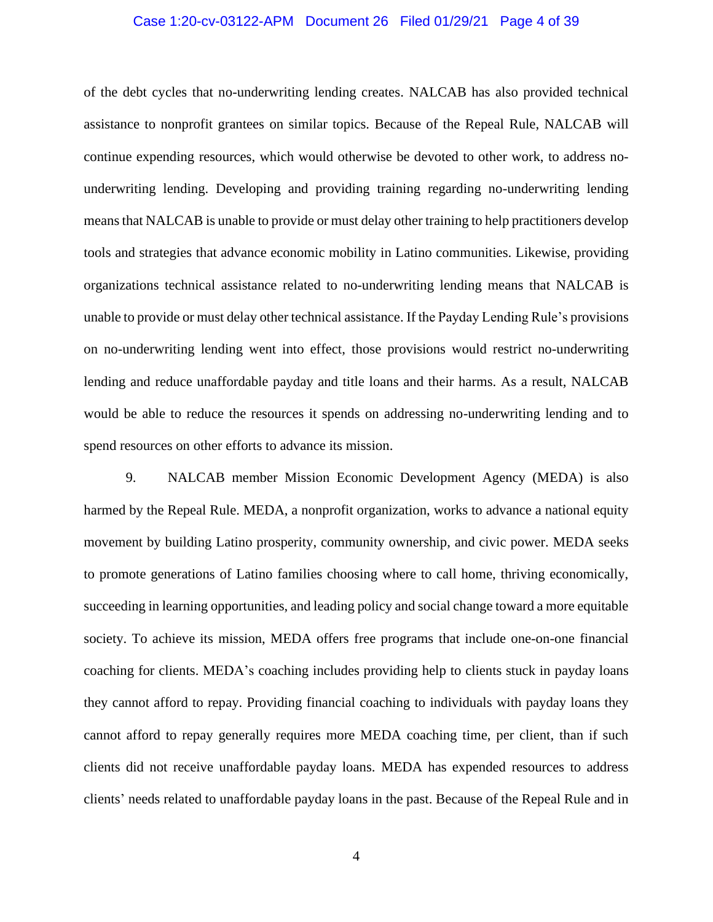of the debt cycles that no-underwriting lending creates. NALCAB has also provided technical assistance to nonprofit grantees on similar topics. Because of the Repeal Rule, NALCAB will continue expending resources, which would otherwise be devoted to other work, to address no-underwriting lending. Developing and providing training regarding no-underwriting lending means that NALCAB is unable to provide or must delay other training to help practitioners develop tools and strategies that advance economic mobility in Latino communities. Likewise, providing organizations technical assistance related to no-underwriting lending means that NALCAB is unable to provide or must delay other technical assistance. If the Payday Lending Rule's provisions on no-underwriting lending went into effect, those provisions would restrict no-underwriting lending and reduce unaffordable payday and title loans and their harms. As a result, NALCAB would be able to reduce the resources it spends on addressing no-underwriting lending and to spend resources on other efforts to advance its mission.

9. NALCAB member Mission Economic Development Agency (MEDA) is also harmed by the Repeal Rule. MEDA, a nonprofit organization, works to advance a national equity movement by building Latino prosperity, community ownership, and civic power. MEDA seeks to promote generations of Latino families choosing where to call home, thriving economically, succeeding in learning opportunities, and leading policy and social change toward a more equitable society. To achieve its mission, MEDA offers free programs that include one-on-one financial coaching for clients. MEDA's coaching includes providing help to clients stuck in payday loans they cannot afford to repay. Providing financial coaching to individuals with payday loans they cannot afford to repay generally requires more MEDA coaching time, per client, than if such clients did not receive unaffordable payday loans. MEDA has expended resources to address clients' needs related to unaffordable payday loans in the past. Because of the Repeal Rule and in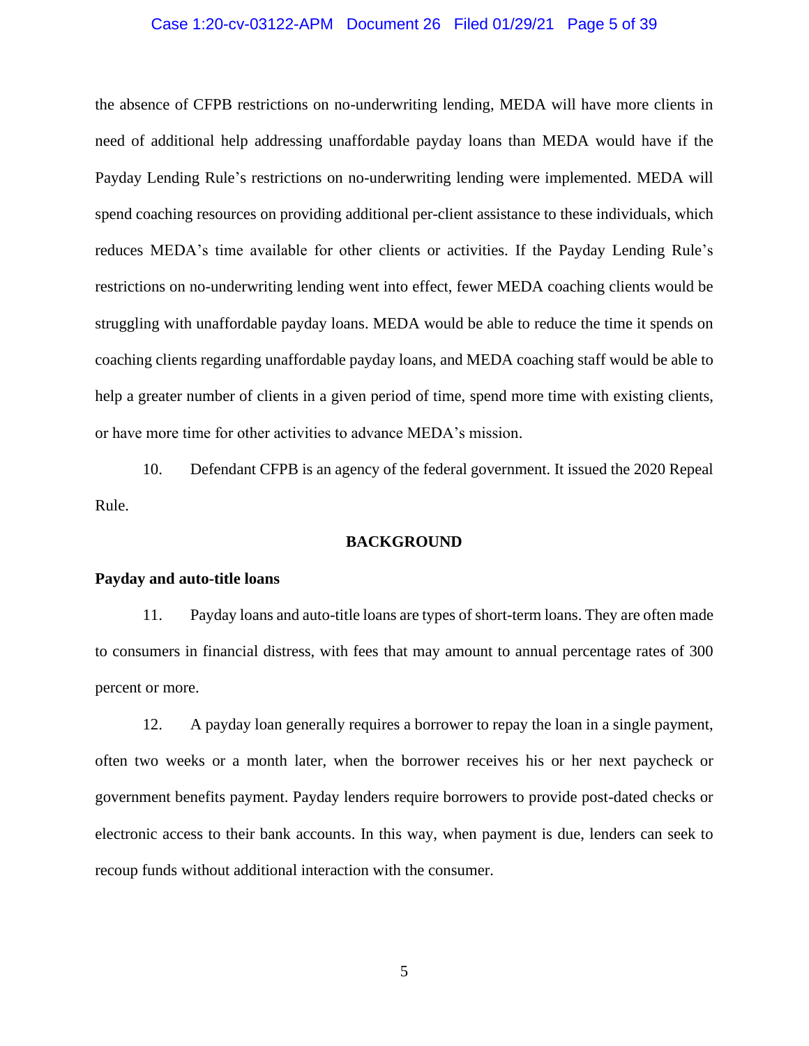the absence of CFPB restrictions on no-underwriting lending, MEDA will have more clients in need of additional help addressing unaffordable payday loans than MEDA would have if the Payday Lending Rule's restrictions on no-underwriting lending were implemented. MEDA will spend coaching resources on providing additional per-client assistance to these individuals, which reduces MEDA's time available for other clients or activities. If the Payday Lending Rule's restrictions on no-underwriting lending went into effect, fewer MEDA coaching clients would be struggling with unaffordable payday loans. MEDA would be able to reduce the time it spends on coaching clients regarding unaffordable payday loans, and MEDA coaching staff would be able to help a greater number of clients in a given period of time, spend more time with existing clients, or have more time for other activities to advance MEDA's mission.

10. Defendant CFPB is an agency of the federal government. It issued the 2020 Repeal Rule.

## BACKGROUND

**Payday and auto-title loans**

11. Payday loans and auto-title loans are types of short-term loans. They are often made to consumers in financial distress, with fees that may amount to annual percentage rates of 300 percent or more.

12. A payday loan generally requires a borrower to repay the loan in a single payment, often two weeks or a month later, when the borrower receives his or her next paycheck or government benefits payment. Payday lenders require borrowers to provide post-dated checks or electronic access to their bank accounts. In this way, when payment is due, lenders can seek to recoup funds without additional interaction with the consumer.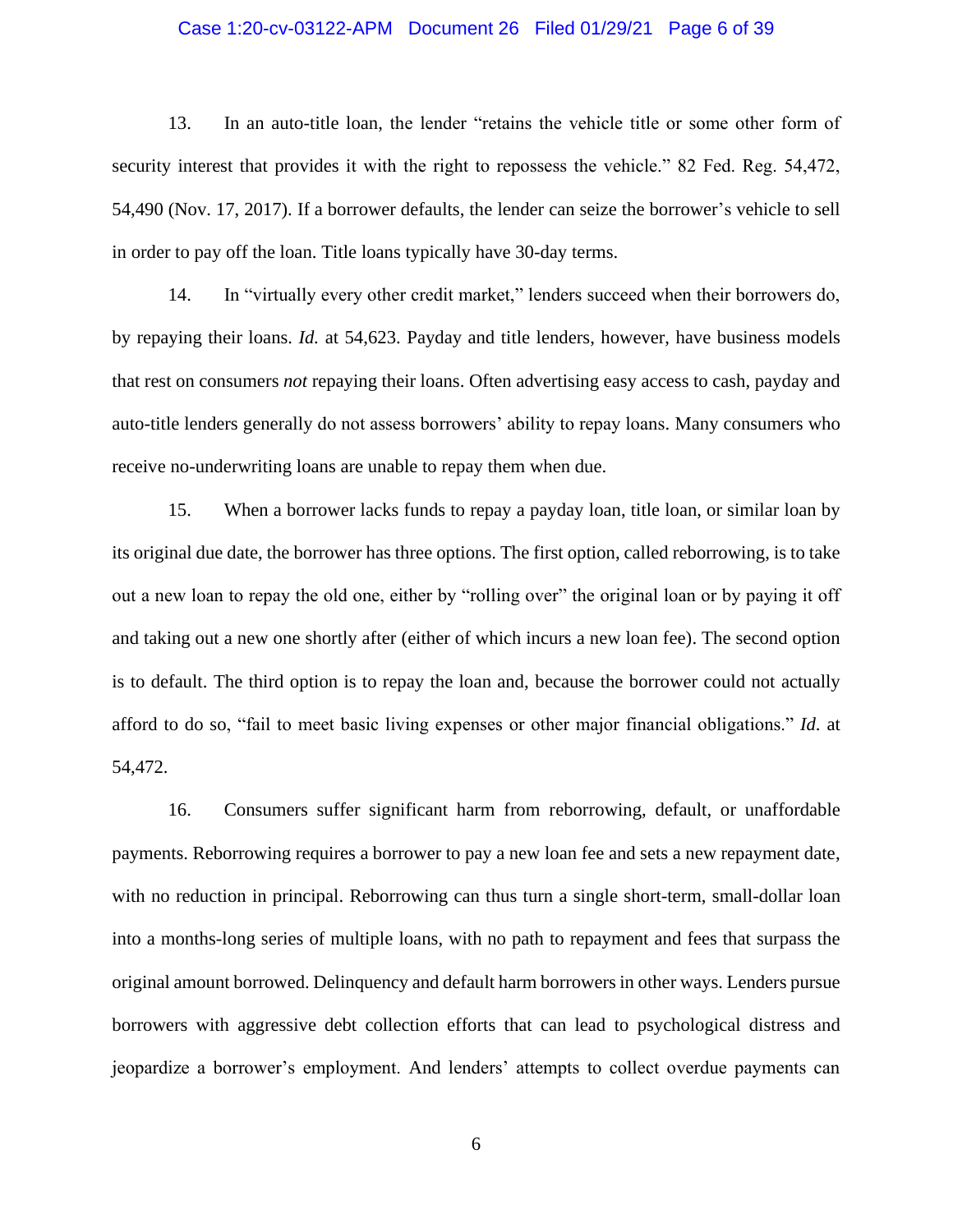13. In an auto-title loan, the lender "retains the vehicle title or some other form of security interest that provides it with the right to repossess the vehicle." 82 Fed. Reg. 54,472, 54,490 (Nov. 17, 2017). If a borrower defaults, the lender can seize the borrower's vehicle to sell in order to pay off the loan. Title loans typically have 30-day terms.

14. In "virtually every other credit market," lenders succeed when their borrowers do, by repaying their loans. *Id.* at 54,623. Payday and title lenders, however, have business models that rest on consumers *not* repaying their loans. Often advertising easy access to cash, payday and auto-title lenders generally do not assess borrowers' ability to repay loans. Many consumers who receive no-underwriting loans are unable to repay them when due.

15. When a borrower lacks funds to repay a payday loan, title loan, or similar loan by its original due date, the borrower has three options. The first option, called reborrowing, is to take out a new loan to repay the old one, either by "rolling over" the original loan or by paying it off and taking out a new one shortly after (either of which incurs a new loan fee). The second option is to default. The third option is to repay the loan and, because the borrower could not actually afford to do so, "fail to meet basic living expenses or other major financial obligations." *Id*. at 54,472.

16. Consumers suffer significant harm from reborrowing, default, or unaffordable payments. Reborrowing requires a borrower to pay a new loan fee and sets a new repayment date, with no reduction in principal. Reborrowing can thus turn a single short-term, small-dollar loan into a months-long series of multiple loans, with no path to repayment and fees that surpass the original amount borrowed. Delinquency and default harm borrowers in other ways. Lenders pursue borrowers with aggressive debt collection efforts that can lead to psychological distress and jeopardize a borrower's employment. And lenders' attempts to collect overdue payments can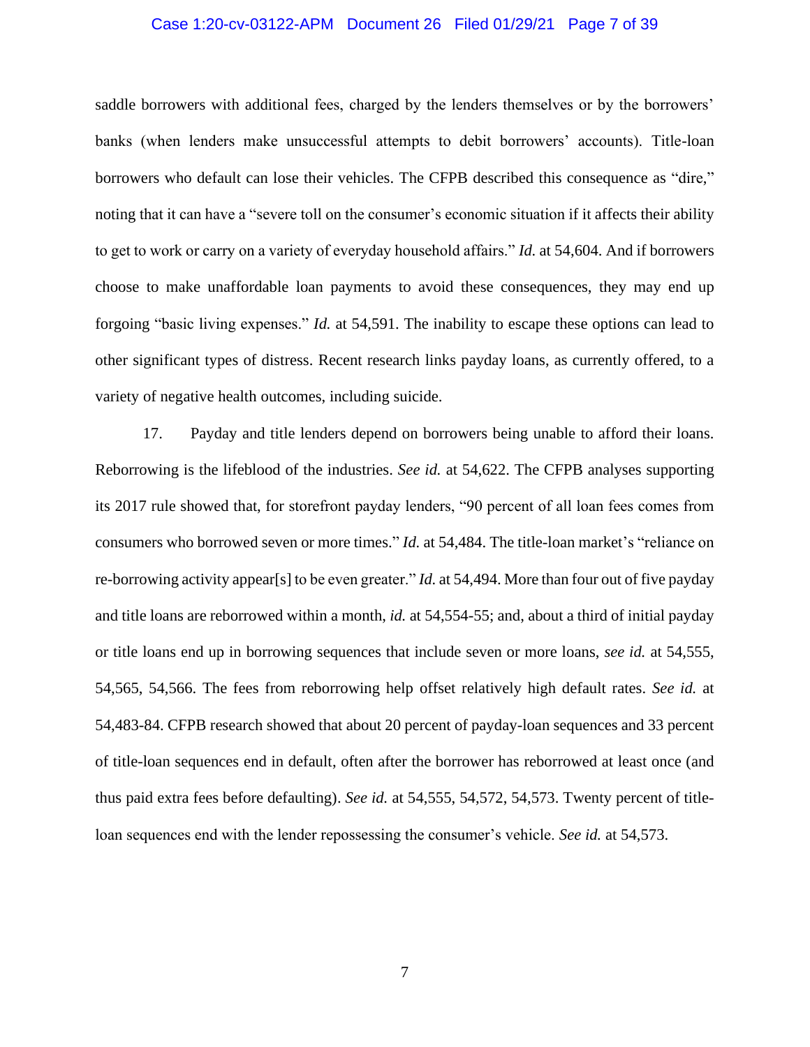saddle borrowers with additional fees, charged by the lenders themselves or by the borrowers' banks (when lenders make unsuccessful attempts to debit borrowers' accounts). Title-loan borrowers who default can lose their vehicles. The CFPB described this consequence as "dire," noting that it can have a "severe toll on the consumer's economic situation if it affects their ability to get to work or carry on a variety of everyday household affairs." *Id.* at 54,604. And if borrowers choose to make unaffordable loan payments to avoid these consequences, they may end up forgoing "basic living expenses." *Id.* at 54,591. The inability to escape these options can lead to other significant types of distress. Recent research links payday loans, as currently offered, to a variety of negative health outcomes, including suicide.

17. Payday and title lenders depend on borrowers being unable to afford their loans. Reborrowing is the lifeblood of the industries. *See id.* at 54,622. The CFPB analyses supporting its 2017 rule showed that, for storefront payday lenders, "90 percent of all loan fees comes from consumers who borrowed seven or more times." *Id.* at 54,484. The title-loan market's "reliance on re-borrowing activity appear[s] to be even greater." *Id.* at 54,494. More than four out of five payday and title loans are reborrowed within a month, *id.* at 54,554-55; and, about a third of initial payday or title loans end up in borrowing sequences that include seven or more loans, *see id.* at 54,555, 54,565, 54,566. The fees from reborrowing help offset relatively high default rates. *See id.* at 54,483-84. CFPB research showed that about 20 percent of payday-loan sequences and 33 percent of title-loan sequences end in default, often after the borrower has reborrowed at least once (and thus paid extra fees before defaulting). *See id.* at 54,555, 54,572, 54,573. Twenty percent of title-loan sequences end with the lender repossessing the consumer's vehicle. *See id.* at 54,573.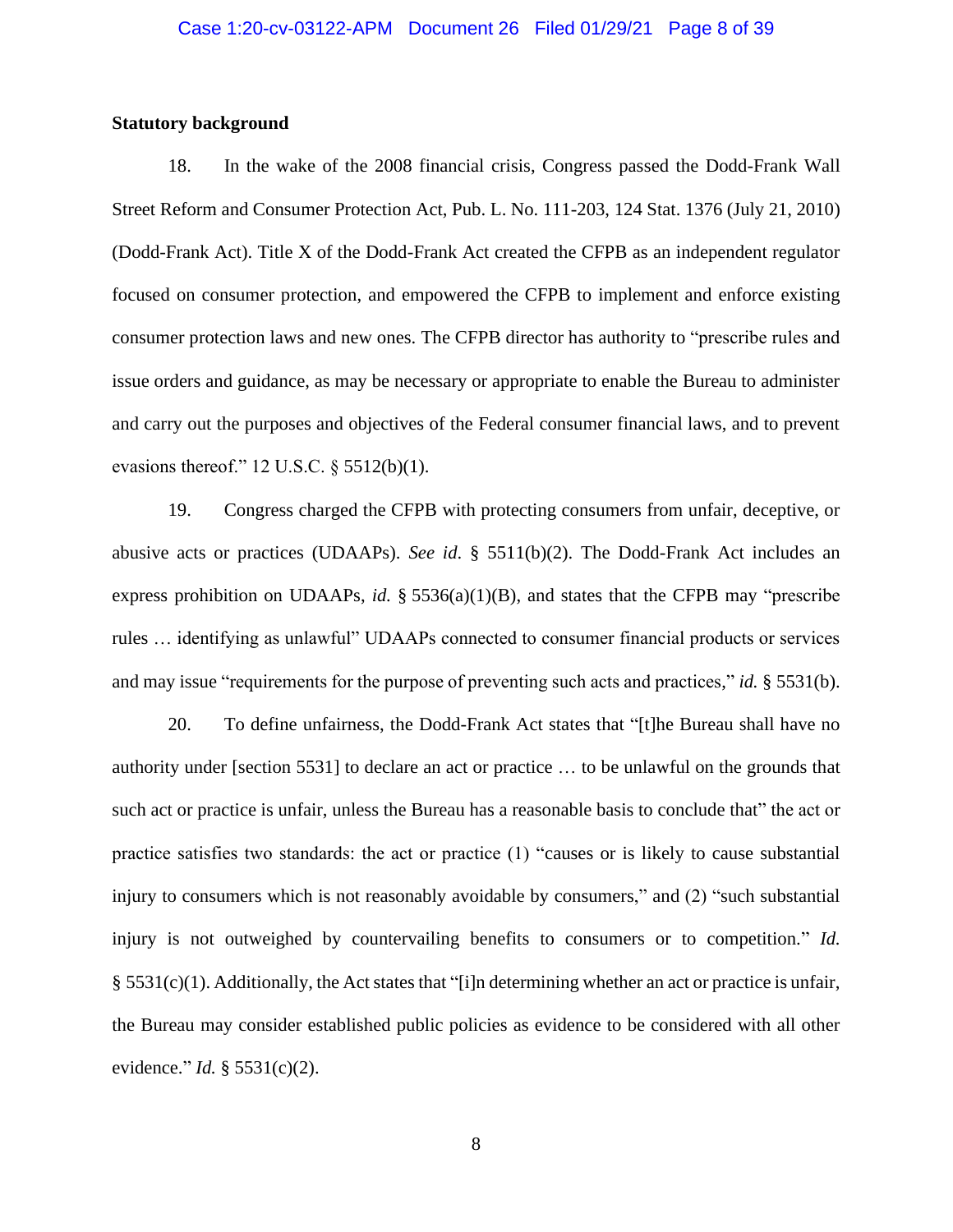**Statistical background**

18. In the wake of the 2008 financial crisis, Congress passed the Dodd-Frank Wall Street Reform and Consumer Protection Act, Pub. L. No. 111-203, 124 Stat. 1376 (July 21, 2010) (Dodd-Frank Act). Title X of the Dodd-Frank Act created the CFPB as an independent regulator focused on consumer protection, and empowered the CFPB to implement and enforce existing consumer protection laws and new ones. The CFPB director has authority to "prescribe rules and issue orders and guidance, as may be necessary or appropriate to enable the Bureau to administer and carry out the purposes and objectives of the Federal consumer financial laws, and to prevent evasions thereof." 12 U.S.C. § 5512(b)(1).

19. Congress charged the CFPB with protecting consumers from unfair, deceptive, or abusive acts or practices (UDAAPs). *See id*. § 5511(b)(2). The Dodd-Frank Act includes an express prohibition on UDAAPs, *id.* § 5536(a)(1)(B), and states that the CFPB may "prescribe rules … identifying as unlawful" UDAAPs connected to consumer financial products or services and may issue "requirements for the purpose of preventing such acts and practices," *id.* § 5531(b).

20. To define unfairness, the Dodd-Frank Act states that "[t]he Bureau shall have no authority under [section 5531] to declare an act or practice … to be unlawful on the grounds that such act or practice is unfair, unless the Bureau has a reasonable basis to conclude that" the act or practice satisfies two standards: the act or practice (1) "causes or is likely to cause substantial injury to consumers which is not reasonably avoidable by consumers," and (2) "such substantial injury is not outweighed by countervailing benefits to consumers or to competition." *Id.* § 5531(c)(1). Additionally, the Act states that "[i]n determining whether an act or practice is unfair, the Bureau may consider established public policies as evidence to be considered with all other evidence." *Id.* § 5531(c)(2).

**Statutory background**

18. In the wake of the 2008 financial crisis, Congress passed the Dodd-Frank Wall Street Reform and Consumer Protection Act, Pub. L. No. 111-203, 124 Stat. 1376 (July 21, 2010) (Dodd-Frank Act). Title X of the Dodd-Frank Act created the CFPB as an independent regulator focused on consumer protection, and empowered the CFPB to implement and enforce existing consumer protection laws and new ones. The CFPB director has authority to "prescribe rules and issue orders and guidance, as may be necessary or appropriate to enable the Bureau to administer and carry out the purposes and objectives of the Federal consumer financial laws, and to prevent evasions thereof." 12 U.S.C. § 5512(b)(1).

19. Congress charged the CFPB with protecting consumers from unfair, deceptive, or abusive acts or practices (UDAAPs). *See id*. § 5511(b)(2). The Dodd-Frank Act includes an express prohibition on UDAAPs, *id.* § 5536(a)(1)(B), and states that the CFPB may "prescribe rules … identifying as unlawful" UDAAPs connected to consumer financial products or services and may issue "requirements for the purpose of preventing such acts and practices," *id.* § 5531(b).

20. To define unfairness, the Dodd-Frank Act states that "[t]he Bureau shall have no authority under [section 5531] to declare an act or practice … to be unlawful on the grounds that such act or practice is unfair, unless the Bureau has a reasonable basis to conclude that" the act or practice satisfies two standards: the act or practice (1) "causes or is likely to cause substantial injury to consumers which is not reasonably avoidable by consumers," and (2) "such substantial injury is not outweighed by countervailing benefits to consumers or to competition." *Id.* § 5531(c)(1). Additionally, the Act states that "[i]n determining whether an act or practice is unfair, the Bureau may consider established public policies as evidence to be considered with all other evidence." *Id.* § 5531(c)(2).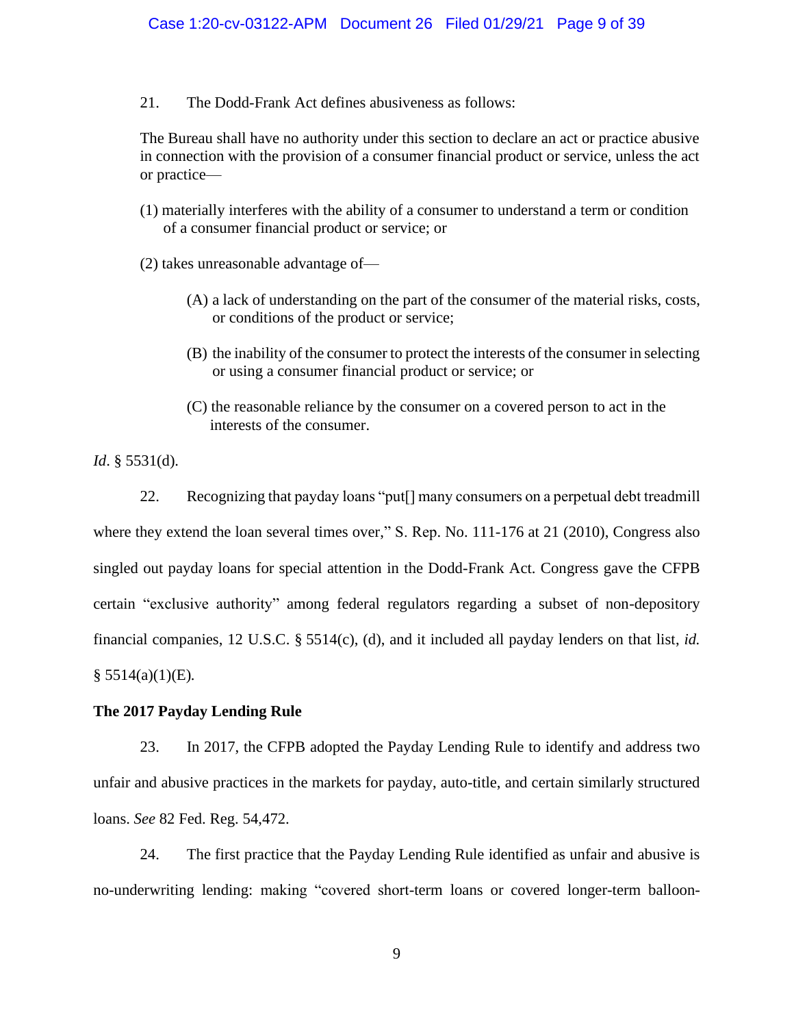21. The Dodd-Frank Act defines abusiveness as follows:

> The Bureau shall have no authority under this section to declare an act or practice abusive in connection with the provision of a consumer financial product or service, unless the act or practice—
>
> (1) materially interferes with the ability of a consumer to understand a term or condition of a consumer financial product or service; or
>
> (2) takes unreasonable advantage of—
>
> > (A) a lack of understanding on the part of the consumer of the material risks, costs, or conditions of the product or service;
> >
> > (B) the inability of the consumer to protect the interests of the consumer in selecting or using a consumer financial product or service; or
> >
> > (C) the reasonable reliance by the consumer on a covered person to act in the interests of the consumer.

*Id*. § 5531(d).

22. Recognizing that payday loans "put[] many consumers on a perpetual debt treadmill where they extend the loan several times over," S. Rep. No. 111-176 at 21 (2010), Congress also singled out payday loans for special attention in the Dodd-Frank Act. Congress gave the CFPB certain "exclusive authority" among federal regulators regarding a subset of non-depository financial companies, 12 U.S.C. § 5514(c), (d), and it included all payday lenders on that list, *id.* § 5514(a)(1)(E).

**The 2017 Payday Lending Rule**

23. In 2017, the CFPB adopted the Payday Lending Rule to identify and address two unfair and abusive practices in the markets for payday, auto-title, and certain similarly structured loans. *See* 82 Fed. Reg. 54,472.

24. The first practice that the Payday Lending Rule identified as unfair and abusive is no-underwriting lending: making "covered short-term loans or covered longer-term balloon-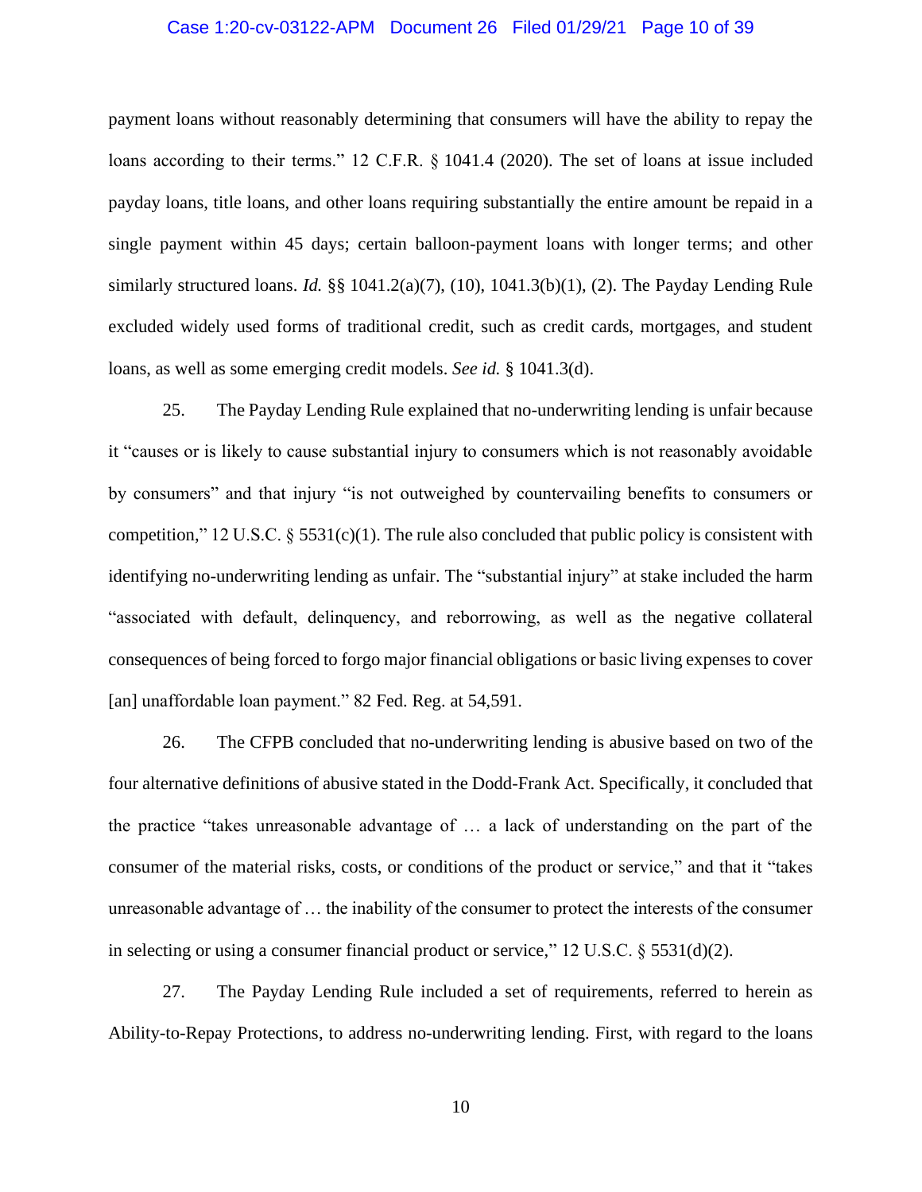payment loans without reasonably determining that consumers will have the ability to repay the loans according to their terms." 12 C.F.R. § 1041.4 (2020). The set of loans at issue included payday loans, title loans, and other loans requiring substantially the entire amount be repaid in a single payment within 45 days; certain balloon-payment loans with longer terms; and other similarly structured loans. *Id.* §§ 1041.2(a)(7), (10), 1041.3(b)(1), (2). The Payday Lending Rule excluded widely used forms of traditional credit, such as credit cards, mortgages, and student loans, as well as some emerging credit models. *See id.* § 1041.3(d).

25. The Payday Lending Rule explained that no-underwriting lending is unfair because it "causes or is likely to cause substantial injury to consumers which is not reasonably avoidable by consumers" and that injury "is not outweighed by countervailing benefits to consumers or competition," 12 U.S.C. § 5531(c)(1). The rule also concluded that public policy is consistent with identifying no-underwriting lending as unfair. The "substantial injury" at stake included the harm "associated with default, delinquency, and reborrowing, as well as the negative collateral consequences of being forced to forgo major financial obligations or basic living expenses to cover [an] unaffordable loan payment." 82 Fed. Reg. at 54,591.

26. The CFPB concluded that no-underwriting lending is abusive based on two of the four alternative definitions of abusive stated in the Dodd-Frank Act. Specifically, it concluded that the practice "takes unreasonable advantage of … a lack of understanding on the part of the consumer of the material risks, costs, or conditions of the product or service," and that it "takes unreasonable advantage of … the inability of the consumer to protect the interests of the consumer in selecting or using a consumer financial product or service," 12 U.S.C. § 5531(d)(2).

27. The Payday Lending Rule included a set of requirements, referred to herein as Ability-to-Repay Protections, to address no-underwriting lending. First, with regard to the loans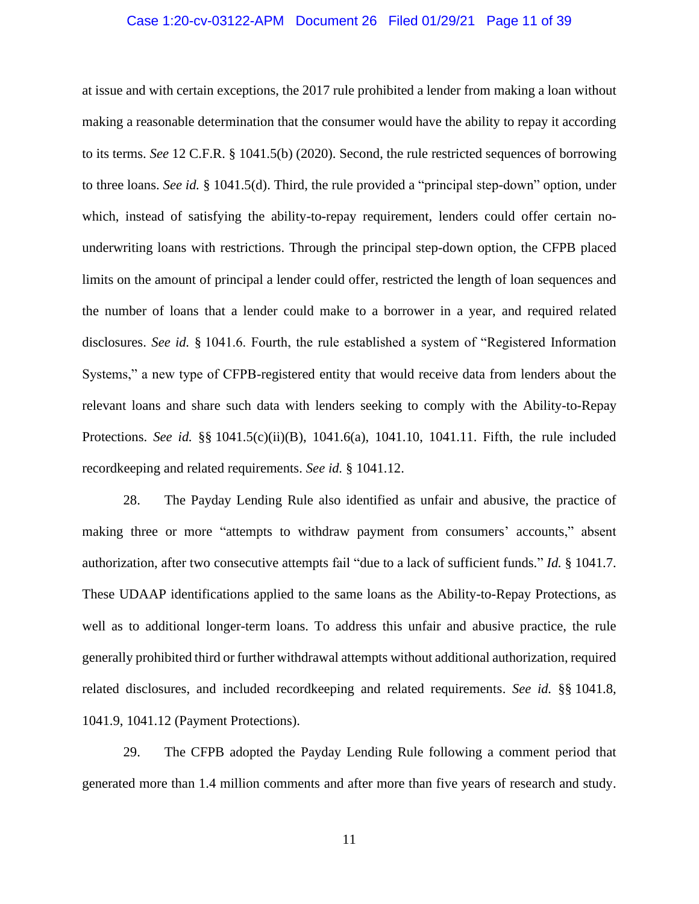at issue and with certain exceptions, the 2017 rule prohibited a lender from making a loan without making a reasonable determination that the consumer would have the ability to repay it according to its terms. *See* 12 C.F.R. § 1041.5(b) (2020). Second, the rule restricted sequences of borrowing to three loans. *See id.* § 1041.5(d). Third, the rule provided a "principal step-down" option, under which, instead of satisfying the ability-to-repay requirement, lenders could offer certain no-underwriting loans with restrictions. Through the principal step-down option, the CFPB placed limits on the amount of principal a lender could offer, restricted the length of loan sequences and the number of loans that a lender could make to a borrower in a year, and required related disclosures. *See id.* § 1041.6. Fourth, the rule established a system of "Registered Information Systems," a new type of CFPB-registered entity that would receive data from lenders about the relevant loans and share such data with lenders seeking to comply with the Ability-to-Repay Protections. *See id.* §§ 1041.5(c)(ii)(B), 1041.6(a), 1041.10, 1041.11. Fifth, the rule included recordkeeping and related requirements. *See id.* § 1041.12.

28. The Payday Lending Rule also identified as unfair and abusive, the practice of making three or more "attempts to withdraw payment from consumers' accounts," absent authorization, after two consecutive attempts fail "due to a lack of sufficient funds." *Id.* § 1041.7. These UDAAP identifications applied to the same loans as the Ability-to-Repay Protections, as well as to additional longer-term loans. To address this unfair and abusive practice, the rule generally prohibited third or further withdrawal attempts without additional authorization, required related disclosures, and included recordkeeping and related requirements. *See id.* §§ 1041.8, 1041.9, 1041.12 (Payment Protections).

29. The CFPB adopted the Payday Lending Rule following a comment period that generated more than 1.4 million comments and after more than five years of research and study.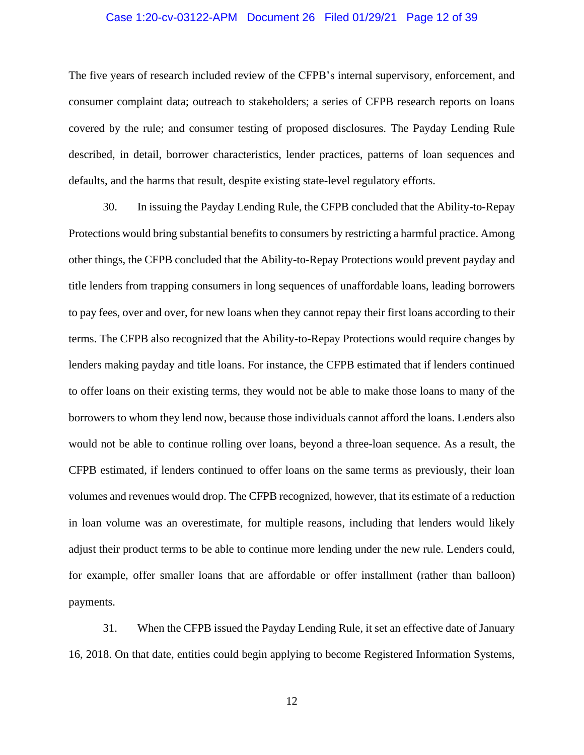The five years of research included review of the CFPB's internal supervisory, enforcement, and consumer complaint data; outreach to stakeholders; a series of CFPB research reports on loans covered by the rule; and consumer testing of proposed disclosures. The Payday Lending Rule described, in detail, borrower characteristics, lender practices, patterns of loan sequences and defaults, and the harms that result, despite existing state-level regulatory efforts.

30. In issuing the Payday Lending Rule, the CFPB concluded that the Ability-to-Repay Protections would bring substantial benefits to consumers by restricting a harmful practice. Among other things, the CFPB concluded that the Ability-to-Repay Protections would prevent payday and title lenders from trapping consumers in long sequences of unaffordable loans, leading borrowers to pay fees, over and over, for new loans when they cannot repay their first loans according to their terms. The CFPB also recognized that the Ability-to-Repay Protections would require changes by lenders making payday and title loans. For instance, the CFPB estimated that if lenders continued to offer loans on their existing terms, they would not be able to make those loans to many of the borrowers to whom they lend now, because those individuals cannot afford the loans. Lenders also would not be able to continue rolling over loans, beyond a three-loan sequence. As a result, the CFPB estimated, if lenders continued to offer loans on the same terms as previously, their loan volumes and revenues would drop. The CFPB recognized, however, that its estimate of a reduction in loan volume was an overestimate, for multiple reasons, including that lenders would likely adjust their product terms to be able to continue more lending under the new rule. Lenders could, for example, offer smaller loans that are affordable or offer installment (rather than balloon) payments.

31. When the CFPB issued the Payday Lending Rule, it set an effective date of January 16, 2018. On that date, entities could begin applying to become Registered Information Systems,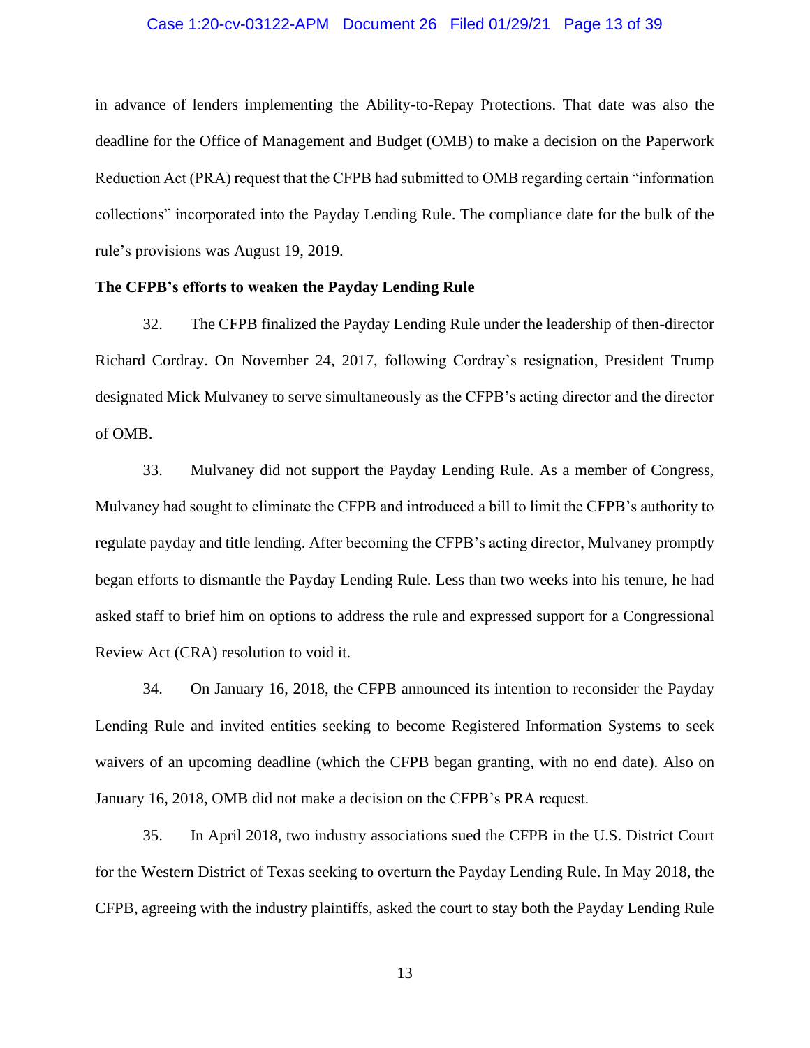in advance of lenders implementing the Ability-to-Repay Protections. That date was also the deadline for the Office of Management and Budget (OMB) to make a decision on the Paperwork Reduction Act (PRA) request that the CFPB had submitted to OMB regarding certain "information collections" incorporated into the Payday Lending Rule. The compliance date for the bulk of the rule's provisions was August 19, 2019.

**The CFPB's efforts to weaken the Payday Lending Rule**

32. The CFPB finalized the Payday Lending Rule under the leadership of then-director Richard Cordray. On November 24, 2017, following Cordray's resignation, President Trump designated Mick Mulvaney to serve simultaneously as the CFPB's acting director and the director of OMB.

33. Mulvaney did not support the Payday Lending Rule. As a member of Congress, Mulvaney had sought to eliminate the CFPB and introduced a bill to limit the CFPB's authority to regulate payday and title lending. After becoming the CFPB's acting director, Mulvaney promptly began efforts to dismantle the Payday Lending Rule. Less than two weeks into his tenure, he had asked staff to brief him on options to address the rule and expressed support for a Congressional Review Act (CRA) resolution to void it.

34. On January 16, 2018, the CFPB announced its intention to reconsider the Payday Lending Rule and invited entities seeking to become Registered Information Systems to seek waivers of an upcoming deadline (which the CFPB began granting, with no end date). Also on January 16, 2018, OMB did not make a decision on the CFPB's PRA request.

35. In April 2018, two industry associations sued the CFPB in the U.S. District Court for the Western District of Texas seeking to overturn the Payday Lending Rule. In May 2018, the CFPB, agreeing with the industry plaintiffs, asked the court to stay both the Payday Lending Rule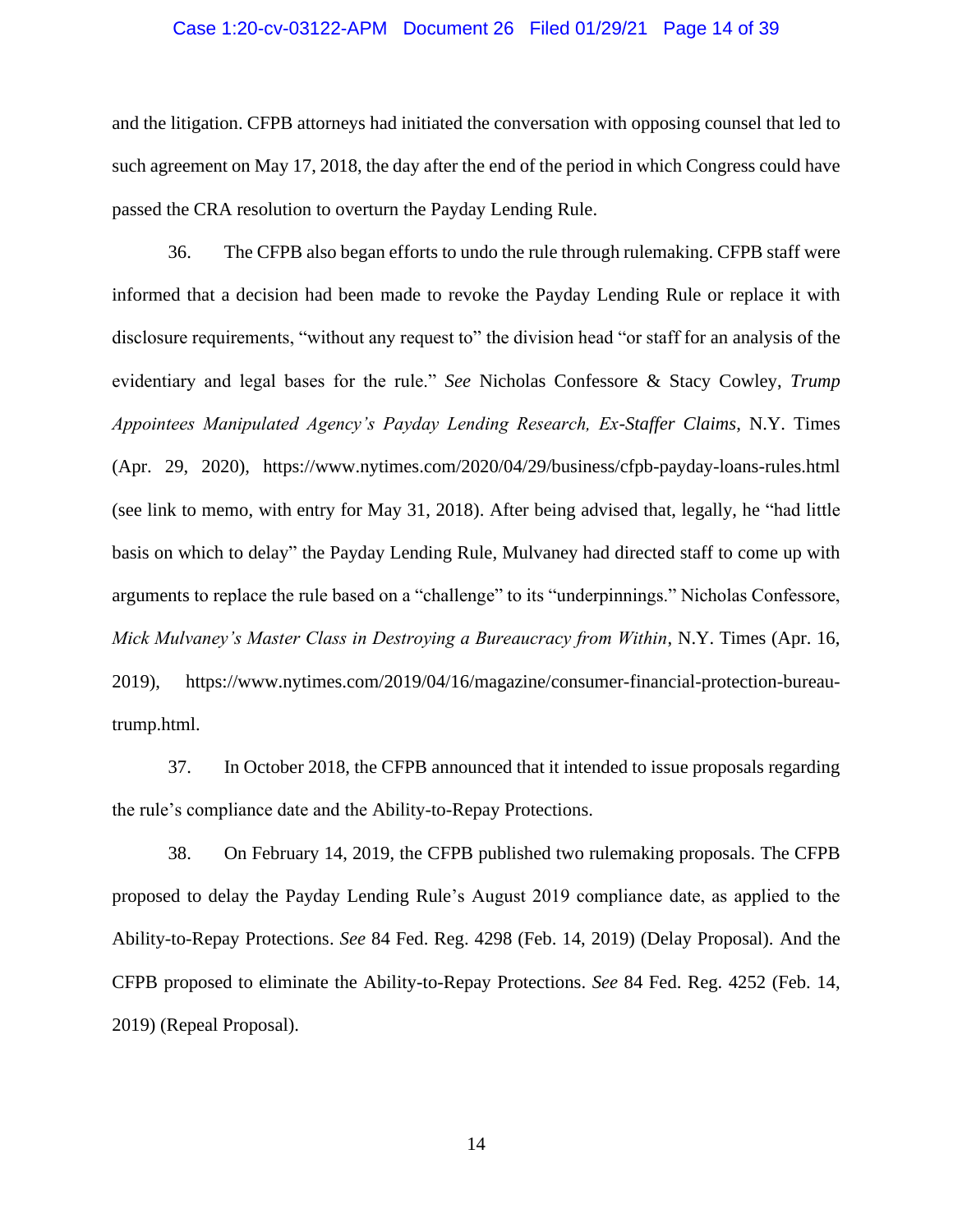and the litigation. CFPB attorneys had initiated the conversation with opposing counsel that led to such agreement on May 17, 2018, the day after the end of the period in which Congress could have passed the CRA resolution to overturn the Payday Lending Rule.

36. The CFPB also began efforts to undo the rule through rulemaking. CFPB staff were informed that a decision had been made to revoke the Payday Lending Rule or replace it with disclosure requirements, "without any request to" the division head "or staff for an analysis of the evidentiary and legal bases for the rule." *See* Nicholas Confessore & Stacy Cowley, *Trump Appointees Manipulated Agency's Payday Lending Research, Ex-Staffer Claims*, N.Y. Times (Apr. 29, 2020), https://www.nytimes.com/2020/04/29/business/cfpb-payday-loans-rules.html (see link to memo, with entry for May 31, 2018). After being advised that, legally, he "had little basis on which to delay" the Payday Lending Rule, Mulvaney had directed staff to come up with arguments to replace the rule based on a "challenge" to its "underpinnings." Nicholas Confessore, *Mick Mulvaney's Master Class in Destroying a Bureaucracy from Within*, N.Y. Times (Apr. 16, 2019), https://www.nytimes.com/2019/04/16/magazine/consumer-financial-protection-bureau-trump.html.

37. In October 2018, the CFPB announced that it intended to issue proposals regarding the rule's compliance date and the Ability-to-Repay Protections.

38. On February 14, 2019, the CFPB published two rulemaking proposals. The CFPB proposed to delay the Payday Lending Rule's August 2019 compliance date, as applied to the Ability-to-Repay Protections. *See* 84 Fed. Reg. 4298 (Feb. 14, 2019) (Delay Proposal). And the CFPB proposed to eliminate the Ability-to-Repay Protections. *See* 84 Fed. Reg. 4252 (Feb. 14, 2019) (Repeal Proposal).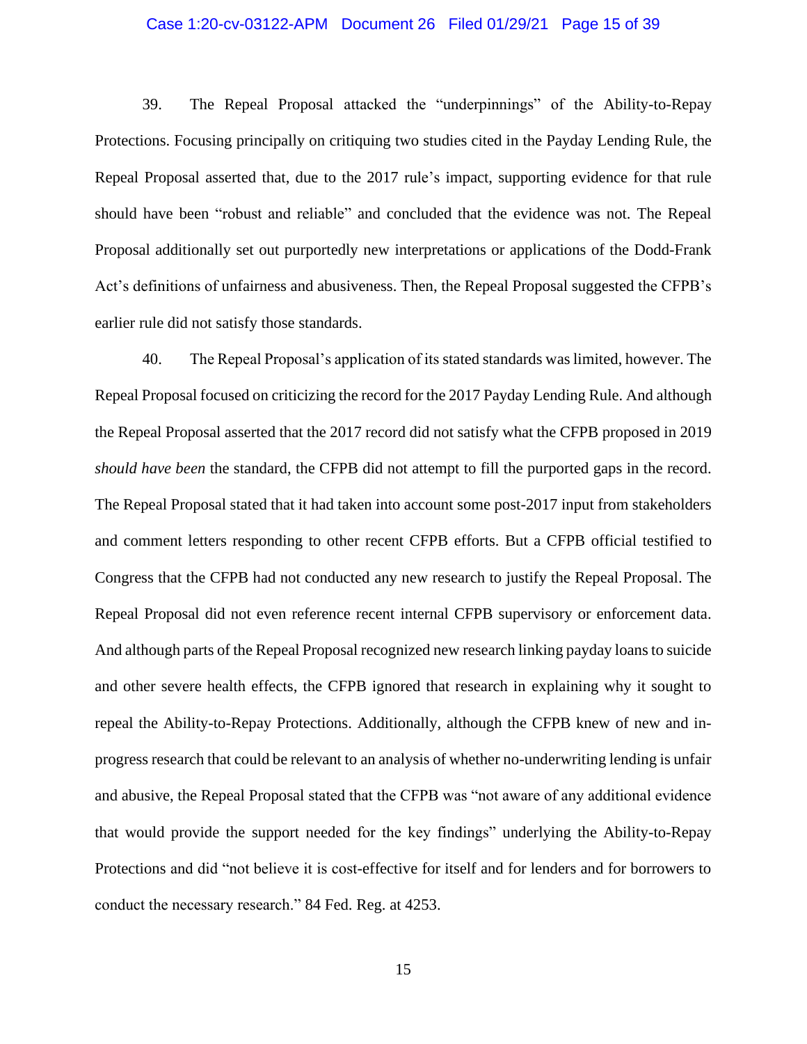39. The Repeal Proposal attacked the "underpinnings" of the Ability-to-Repay Protections. Focusing principally on critiquing two studies cited in the Payday Lending Rule, the Repeal Proposal asserted that, due to the 2017 rule's impact, supporting evidence for that rule should have been "robust and reliable" and concluded that the evidence was not. The Repeal Proposal additionally set out purportedly new interpretations or applications of the Dodd-Frank Act's definitions of unfairness and abusiveness. Then, the Repeal Proposal suggested the CFPB's earlier rule did not satisfy those standards.

40. The Repeal Proposal's application of its stated standards was limited, however. The Repeal Proposal focused on criticizing the record for the 2017 Payday Lending Rule. And although the Repeal Proposal asserted that the 2017 record did not satisfy what the CFPB proposed in 2019 *should have been* the standard, the CFPB did not attempt to fill the purported gaps in the record. The Repeal Proposal stated that it had taken into account some post-2017 input from stakeholders and comment letters responding to other recent CFPB efforts. But a CFPB official testified to Congress that the CFPB had not conducted any new research to justify the Repeal Proposal. The Repeal Proposal did not even reference recent internal CFPB supervisory or enforcement data. And although parts of the Repeal Proposal recognized new research linking payday loans to suicide and other severe health effects, the CFPB ignored that research in explaining why it sought to repeal the Ability-to-Repay Protections. Additionally, although the CFPB knew of new and in-progress research that could be relevant to an analysis of whether no-underwriting lending is unfair and abusive, the Repeal Proposal stated that the CFPB was "not aware of any additional evidence that would provide the support needed for the key findings" underlying the Ability-to-Repay Protections and did "not believe it is cost-effective for itself and for lenders and for borrowers to conduct the necessary research." 84 Fed. Reg. at 4253.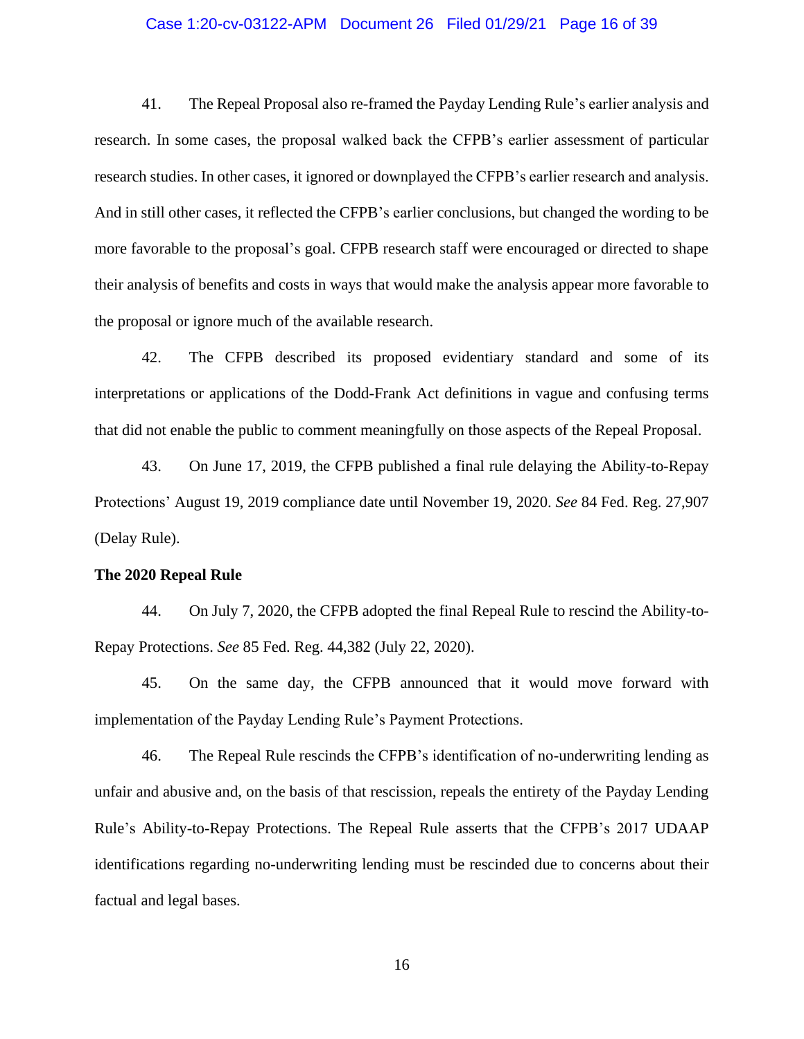41. The Repeal Proposal also re-framed the Payday Lending Rule's earlier analysis and research. In some cases, the proposal walked back the CFPB's earlier assessment of particular research studies. In other cases, it ignored or downplayed the CFPB's earlier research and analysis. And in still other cases, it reflected the CFPB's earlier conclusions, but changed the wording to be more favorable to the proposal's goal. CFPB research staff were encouraged or directed to shape their analysis of benefits and costs in ways that would make the analysis appear more favorable to the proposal or ignore much of the available research.

42. The CFPB described its proposed evidentiary standard and some of its interpretations or applications of the Dodd-Frank Act definitions in vague and confusing terms that did not enable the public to comment meaningfully on those aspects of the Repeal Proposal.

43. On June 17, 2019, the CFPB published a final rule delaying the Ability-to-Repay Protections' August 19, 2019 compliance date until November 19, 2020. *See* 84 Fed. Reg. 27,907 (Delay Rule).

**The 2020 Repeal Rule**

44. On July 7, 2020, the CFPB adopted the final Repeal Rule to rescind the Ability-to-Repay Protections. *See* 85 Fed. Reg. 44,382 (July 22, 2020).

45. On the same day, the CFPB announced that it would move forward with implementation of the Payday Lending Rule's Payment Protections.

46. The Repeal Rule rescinds the CFPB's identification of no-underwriting lending as unfair and abusive and, on the basis of that rescission, repeals the entirety of the Payday Lending Rule's Ability-to-Repay Protections. The Repeal Rule asserts that the CFPB's 2017 UDAAP identifications regarding no-underwriting lending must be rescinded due to concerns about their factual and legal bases.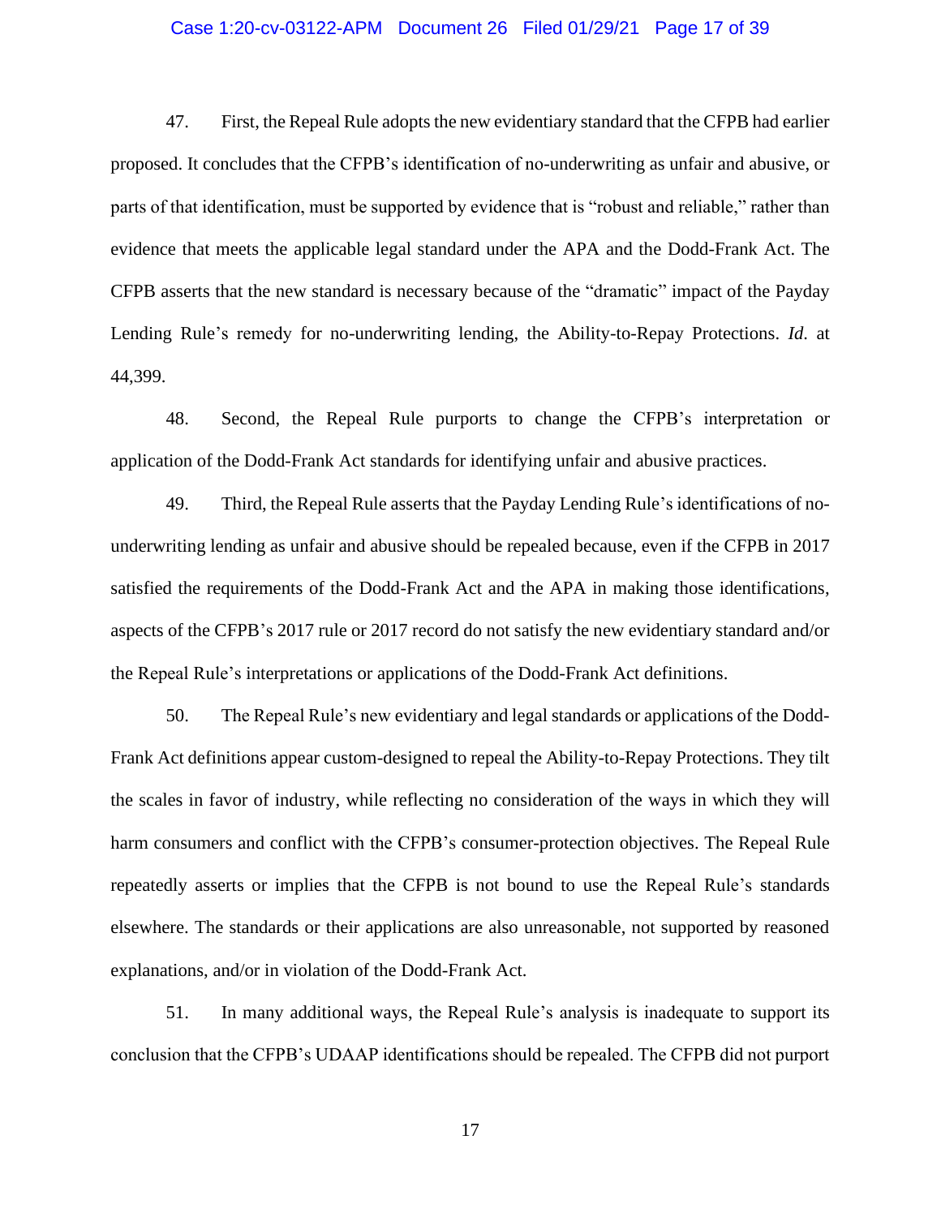47. First, the Repeal Rule adopts the new evidentiary standard that the CFPB had earlier proposed. It concludes that the CFPB's identification of no-underwriting as unfair and abusive, or parts of that identification, must be supported by evidence that is "robust and reliable," rather than evidence that meets the applicable legal standard under the APA and the Dodd-Frank Act. The CFPB asserts that the new standard is necessary because of the "dramatic" impact of the Payday Lending Rule's remedy for no-underwriting lending, the Ability-to-Repay Protections. *Id*. at 44,399.

48. Second, the Repeal Rule purports to change the CFPB's interpretation or application of the Dodd-Frank Act standards for identifying unfair and abusive practices.

49. Third, the Repeal Rule asserts that the Payday Lending Rule's identifications of no-underwriting lending as unfair and abusive should be repealed because, even if the CFPB in 2017 satisfied the requirements of the Dodd-Frank Act and the APA in making those identifications, aspects of the CFPB's 2017 rule or 2017 record do not satisfy the new evidentiary standard and/or the Repeal Rule's interpretations or applications of the Dodd-Frank Act definitions.

50. The Repeal Rule's new evidentiary and legal standards or applications of the Dodd-Frank Act definitions appear custom-designed to repeal the Ability-to-Repay Protections. They tilt the scales in favor of industry, while reflecting no consideration of the ways in which they will harm consumers and conflict with the CFPB's consumer-protection objectives. The Repeal Rule repeatedly asserts or implies that the CFPB is not bound to use the Repeal Rule's standards elsewhere. The standards or their applications are also unreasonable, not supported by reasoned explanations, and/or in violation of the Dodd-Frank Act.

51. In many additional ways, the Repeal Rule's analysis is inadequate to support its conclusion that the CFPB's UDAAP identifications should be repealed. The CFPB did not purport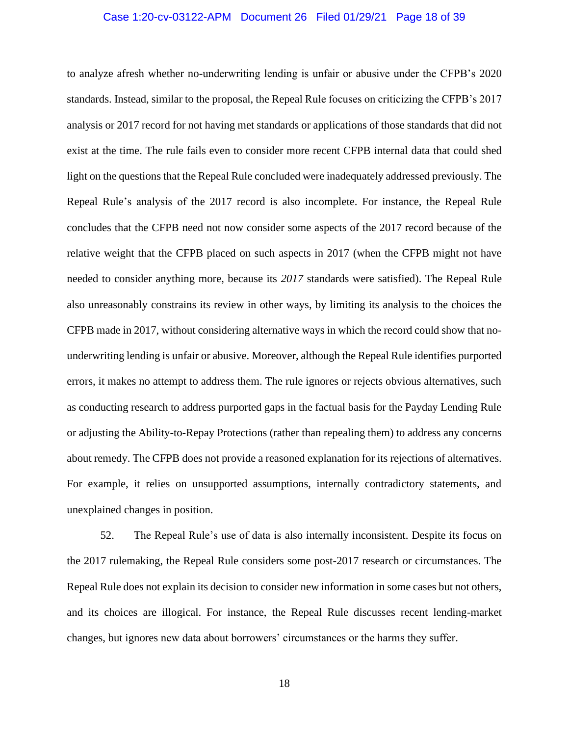to analyze afresh whether no-underwriting lending is unfair or abusive under the CFPB's 2020 standards. Instead, similar to the proposal, the Repeal Rule focuses on criticizing the CFPB's 2017 analysis or 2017 record for not having met standards or applications of those standards that did not exist at the time. The rule fails even to consider more recent CFPB internal data that could shed light on the questions that the Repeal Rule concluded were inadequately addressed previously. The Repeal Rule's analysis of the 2017 record is also incomplete. For instance, the Repeal Rule concludes that the CFPB need not now consider some aspects of the 2017 record because of the relative weight that the CFPB placed on such aspects in 2017 (when the CFPB might not have needed to consider anything more, because its *2017* standards were satisfied). The Repeal Rule also unreasonably constrains its review in other ways, by limiting its analysis to the choices the CFPB made in 2017, without considering alternative ways in which the record could show that no-underwriting lending is unfair or abusive. Moreover, although the Repeal Rule identifies purported errors, it makes no attempt to address them. The rule ignores or rejects obvious alternatives, such as conducting research to address purported gaps in the factual basis for the Payday Lending Rule or adjusting the Ability-to-Repay Protections (rather than repealing them) to address any concerns about remedy. The CFPB does not provide a reasoned explanation for its rejections of alternatives. For example, it relies on unsupported assumptions, internally contradictory statements, and unexplained changes in position.

52. The Repeal Rule's use of data is also internally inconsistent. Despite its focus on the 2017 rulemaking, the Repeal Rule considers some post-2017 research or circumstances. The Repeal Rule does not explain its decision to consider new information in some cases but not others, and its choices are illogical. For instance, the Repeal Rule discusses recent lending-market changes, but ignores new data about borrowers' circumstances or the harms they suffer.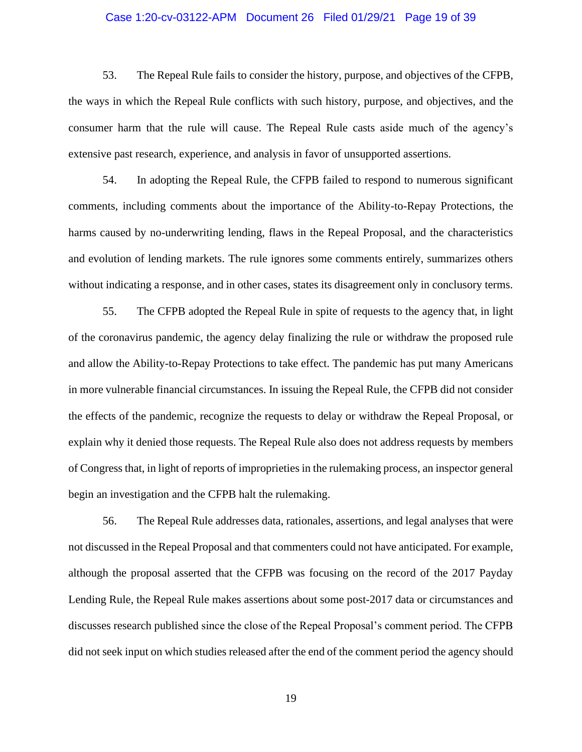53. The Repeal Rule fails to consider the history, purpose, and objectives of the CFPB, the ways in which the Repeal Rule conflicts with such history, purpose, and objectives, and the consumer harm that the rule will cause. The Repeal Rule casts aside much of the agency's extensive past research, experience, and analysis in favor of unsupported assertions.

54. In adopting the Repeal Rule, the CFPB failed to respond to numerous significant comments, including comments about the importance of the Ability-to-Repay Protections, the harms caused by no-underwriting lending, flaws in the Repeal Proposal, and the characteristics and evolution of lending markets. The rule ignores some comments entirely, summarizes others without indicating a response, and in other cases, states its disagreement only in conclusory terms.

55. The CFPB adopted the Repeal Rule in spite of requests to the agency that, in light of the coronavirus pandemic, the agency delay finalizing the rule or withdraw the proposed rule and allow the Ability-to-Repay Protections to take effect. The pandemic has put many Americans in more vulnerable financial circumstances. In issuing the Repeal Rule, the CFPB did not consider the effects of the pandemic, recognize the requests to delay or withdraw the Repeal Proposal, or explain why it denied those requests. The Repeal Rule also does not address requests by members of Congress that, in light of reports of improprieties in the rulemaking process, an inspector general begin an investigation and the CFPB halt the rulemaking.

56. The Repeal Rule addresses data, rationales, assertions, and legal analyses that were not discussed in the Repeal Proposal and that commenters could not have anticipated. For example, although the proposal asserted that the CFPB was focusing on the record of the 2017 Payday Lending Rule, the Repeal Rule makes assertions about some post-2017 data or circumstances and discusses research published since the close of the Repeal Proposal's comment period. The CFPB did not seek input on which studies released after the end of the comment period the agency should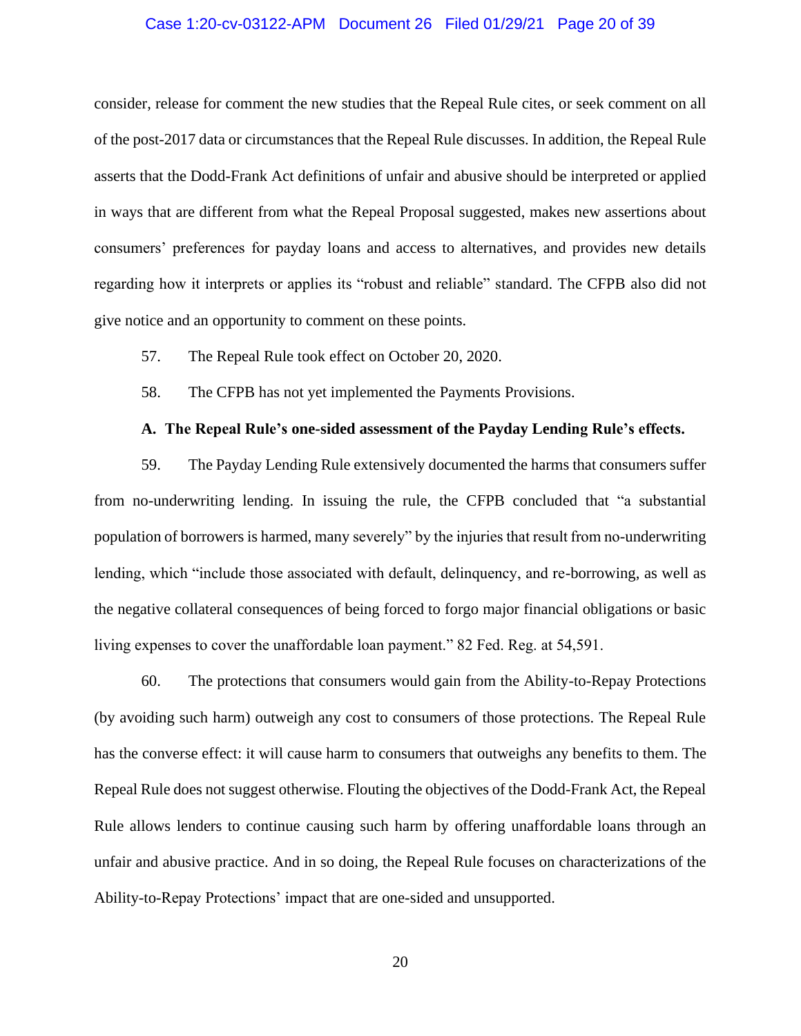consider, release for comment the new studies that the Repeal Rule cites, or seek comment on all of the post-2017 data or circumstances that the Repeal Rule discusses. In addition, the Repeal Rule asserts that the Dodd-Frank Act definitions of unfair and abusive should be interpreted or applied in ways that are different from what the Repeal Proposal suggested, makes new assertions about consumers' preferences for payday loans and access to alternatives, and provides new details regarding how it interprets or applies its "robust and reliable" standard. The CFPB also did not give notice and an opportunity to comment on these points.

57. The Repeal Rule took effect on October 20, 2020.

58. The CFPB has not yet implemented the Payments Provisions.

**A. The Repeal Rule's one-sided assessment of the Payday Lending Rule's effects.**

59. The Payday Lending Rule extensively documented the harms that consumers suffer from no-underwriting lending. In issuing the rule, the CFPB concluded that "a substantial population of borrowers is harmed, many severely" by the injuries that result from no-underwriting lending, which "include those associated with default, delinquency, and re-borrowing, as well as the negative collateral consequences of being forced to forgo major financial obligations or basic living expenses to cover the unaffordable loan payment." 82 Fed. Reg. at 54,591.

60. The protections that consumers would gain from the Ability-to-Repay Protections (by avoiding such harm) outweigh any cost to consumers of those protections. The Repeal Rule has the converse effect: it will cause harm to consumers that outweighs any benefits to them. The Repeal Rule does not suggest otherwise. Flouting the objectives of the Dodd-Frank Act, the Repeal Rule allows lenders to continue causing such harm by offering unaffordable loans through an unfair and abusive practice. And in so doing, the Repeal Rule focuses on characterizations of the Ability-to-Repay Protections' impact that are one-sided and unsupported.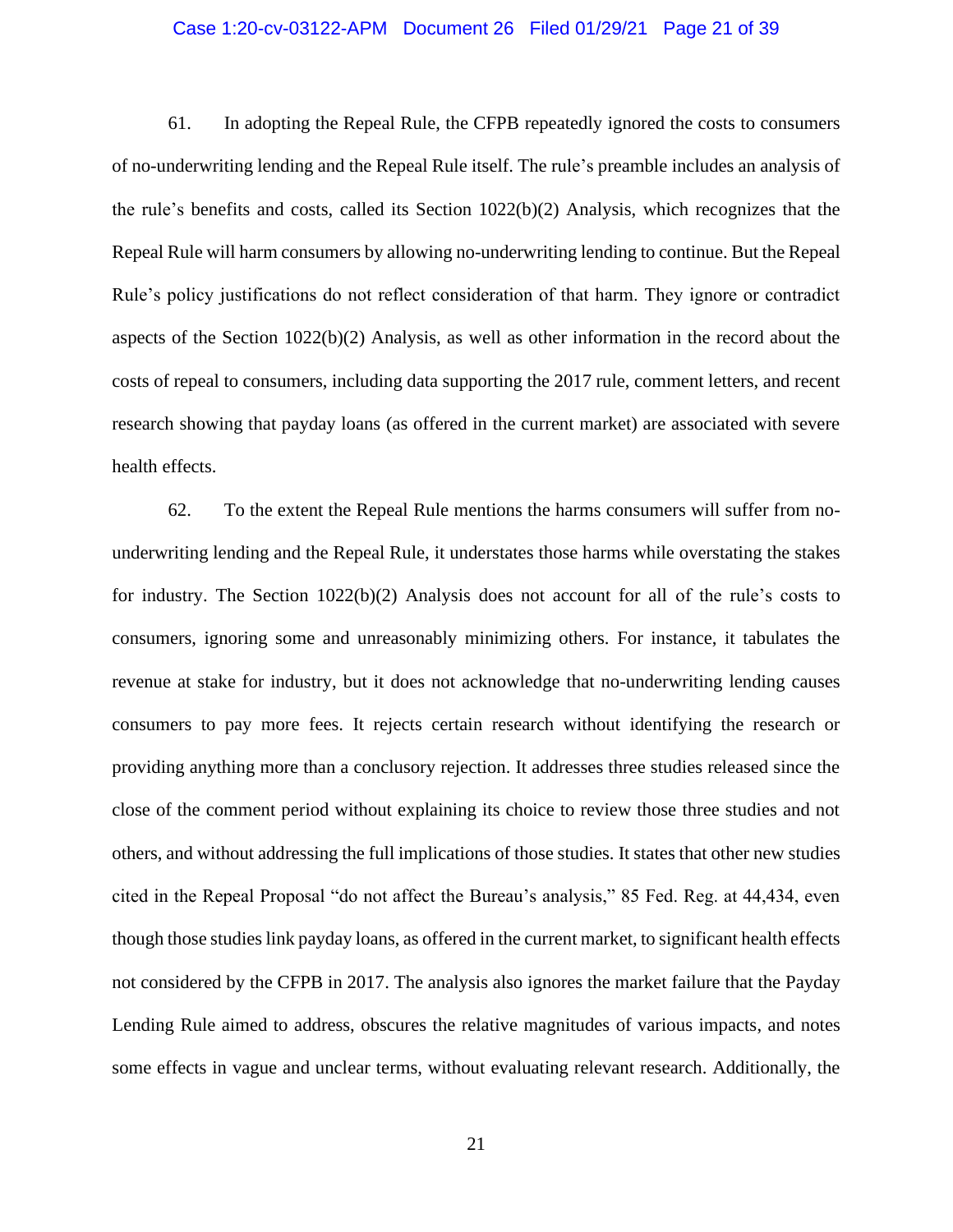61. In adopting the Repeal Rule, the CFPB repeatedly ignored the costs to consumers of no-underwriting lending and the Repeal Rule itself. The rule's preamble includes an analysis of the rule's benefits and costs, called its Section 1022(b)(2) Analysis, which recognizes that the Repeal Rule will harm consumers by allowing no-underwriting lending to continue. But the Repeal Rule's policy justifications do not reflect consideration of that harm. They ignore or contradict aspects of the Section 1022(b)(2) Analysis, as well as other information in the record about the costs of repeal to consumers, including data supporting the 2017 rule, comment letters, and recent research showing that payday loans (as offered in the current market) are associated with severe health effects.

62. To the extent the Repeal Rule mentions the harms consumers will suffer from no-underwriting lending and the Repeal Rule, it understates those harms while overstating the stakes for industry. The Section 1022(b)(2) Analysis does not account for all of the rule's costs to consumers, ignoring some and unreasonably minimizing others. For instance, it tabulates the revenue at stake for industry, but it does not acknowledge that no-underwriting lending causes consumers to pay more fees. It rejects certain research without identifying the research or providing anything more than a conclusory rejection. It addresses three studies released since the close of the comment period without explaining its choice to review those three studies and not others, and without addressing the full implications of those studies. It states that other new studies cited in the Repeal Proposal "do not affect the Bureau's analysis," 85 Fed. Reg. at 44,434, even though those studies link payday loans, as offered in the current market, to significant health effects not considered by the CFPB in 2017. The analysis also ignores the market failure that the Payday Lending Rule aimed to address, obscures the relative magnitudes of various impacts, and notes some effects in vague and unclear terms, without evaluating relevant research. Additionally, the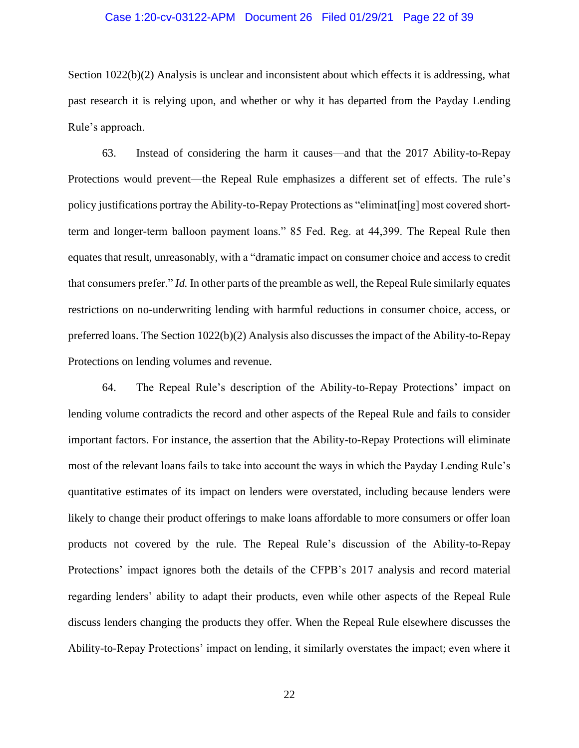Section 1022(b)(2) Analysis is unclear and inconsistent about which effects it is addressing, what past research it is relying upon, and whether or why it has departed from the Payday Lending Rule's approach.

63. Instead of considering the harm it causes—and that the 2017 Ability-to-Repay Protections would prevent—the Repeal Rule emphasizes a different set of effects. The rule's policy justifications portray the Ability-to-Repay Protections as "eliminat[ing] most covered short-term and longer-term balloon payment loans." 85 Fed. Reg. at 44,399. The Repeal Rule then equates that result, unreasonably, with a "dramatic impact on consumer choice and access to credit that consumers prefer." *Id.* In other parts of the preamble as well, the Repeal Rule similarly equates restrictions on no-underwriting lending with harmful reductions in consumer choice, access, or preferred loans. The Section 1022(b)(2) Analysis also discusses the impact of the Ability-to-Repay Protections on lending volumes and revenue.

64. The Repeal Rule's description of the Ability-to-Repay Protections' impact on lending volume contradicts the record and other aspects of the Repeal Rule and fails to consider important factors. For instance, the assertion that the Ability-to-Repay Protections will eliminate most of the relevant loans fails to take into account the ways in which the Payday Lending Rule's quantitative estimates of its impact on lenders were overstated, including because lenders were likely to change their product offerings to make loans affordable to more consumers or offer loan products not covered by the rule. The Repeal Rule's discussion of the Ability-to-Repay Protections' impact ignores both the details of the CFPB's 2017 analysis and record material regarding lenders' ability to adapt their products, even while other aspects of the Repeal Rule discuss lenders changing the products they offer. When the Repeal Rule elsewhere discusses the Ability-to-Repay Protections' impact on lending, it similarly overstates the impact; even where it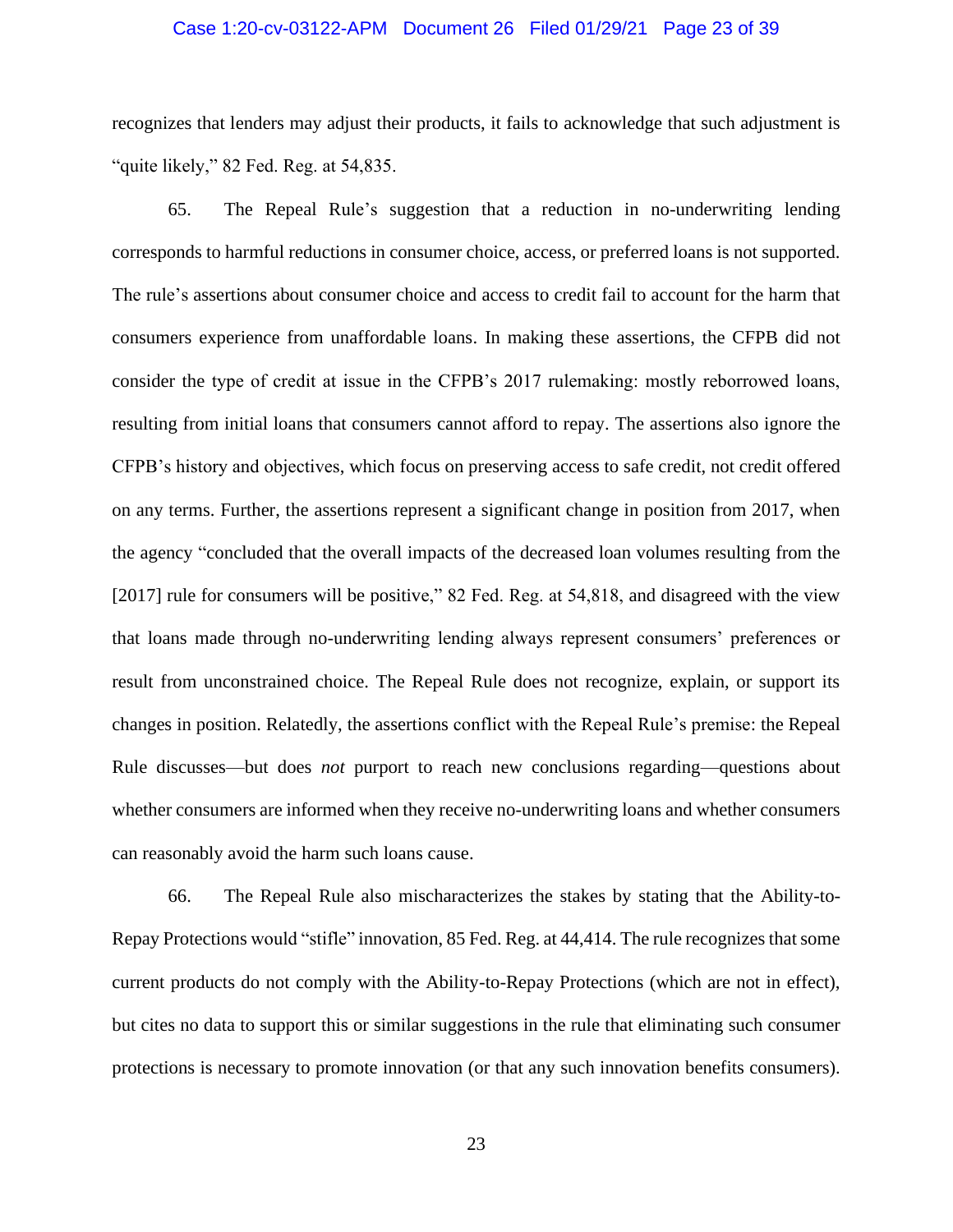recognizes that lenders may adjust their products, it fails to acknowledge that such adjustment is "quite likely," 82 Fed. Reg. at 54,835.

65. The Repeal Rule's suggestion that a reduction in no-underwriting lending corresponds to harmful reductions in consumer choice, access, or preferred loans is not supported. The rule's assertions about consumer choice and access to credit fail to account for the harm that consumers experience from unaffordable loans. In making these assertions, the CFPB did not consider the type of credit at issue in the CFPB's 2017 rulemaking: mostly reborrowed loans, resulting from initial loans that consumers cannot afford to repay. The assertions also ignore the CFPB's history and objectives, which focus on preserving access to safe credit, not credit offered on any terms. Further, the assertions represent a significant change in position from 2017, when the agency "concluded that the overall impacts of the decreased loan volumes resulting from the [2017] rule for consumers will be positive," 82 Fed. Reg. at 54,818, and disagreed with the view that loans made through no-underwriting lending always represent consumers' preferences or result from unconstrained choice. The Repeal Rule does not recognize, explain, or support its changes in position. Relatedly, the assertions conflict with the Repeal Rule's premise: the Repeal Rule discusses—but does *not* purport to reach new conclusions regarding—questions about whether consumers are informed when they receive no-underwriting loans and whether consumers can reasonably avoid the harm such loans cause.

66. The Repeal Rule also mischaracterizes the stakes by stating that the Ability-to-Repay Protections would "stifle" innovation, 85 Fed. Reg. at 44,414. The rule recognizes that some current products do not comply with the Ability-to-Repay Protections (which are not in effect), but cites no data to support this or similar suggestions in the rule that eliminating such consumer protections is necessary to promote innovation (or that any such innovation benefits consumers).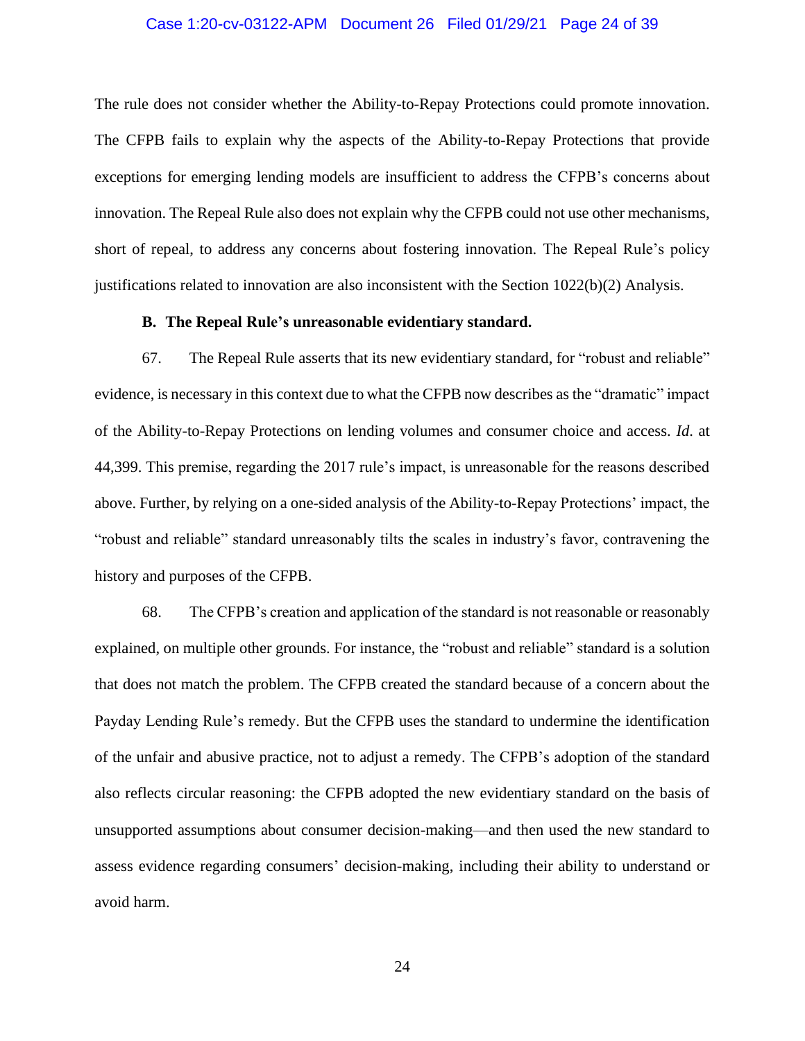The rule does not consider whether the Ability-to-Repay Protections could promote innovation. The CFPB fails to explain why the aspects of the Ability-to-Repay Protections that provide exceptions for emerging lending models are insufficient to address the CFPB's concerns about innovation. The Repeal Rule also does not explain why the CFPB could not use other mechanisms, short of repeal, to address any concerns about fostering innovation. The Repeal Rule's policy justifications related to innovation are also inconsistent with the Section 1022(b)(2) Analysis.

**B. The Repeal Rule's unreasonable evidentiary standard.**

67. The Repeal Rule asserts that its new evidentiary standard, for "robust and reliable" evidence, is necessary in this context due to what the CFPB now describes as the "dramatic" impact of the Ability-to-Repay Protections on lending volumes and consumer choice and access. *Id.* at 44,399. This premise, regarding the 2017 rule's impact, is unreasonable for the reasons described above. Further, by relying on a one-sided analysis of the Ability-to-Repay Protections' impact, the "robust and reliable" standard unreasonably tilts the scales in industry's favor, contravening the history and purposes of the CFPB.

68. The CFPB's creation and application of the standard is not reasonable or reasonably explained, on multiple other grounds. For instance, the "robust and reliable" standard is a solution that does not match the problem. The CFPB created the standard because of a concern about the Payday Lending Rule's remedy. But the CFPB uses the standard to undermine the identification of the unfair and abusive practice, not to adjust a remedy. The CFPB's adoption of the standard also reflects circular reasoning: the CFPB adopted the new evidentiary standard on the basis of unsupported assumptions about consumer decision-making—and then used the new standard to assess evidence regarding consumers' decision-making, including their ability to understand or avoid harm.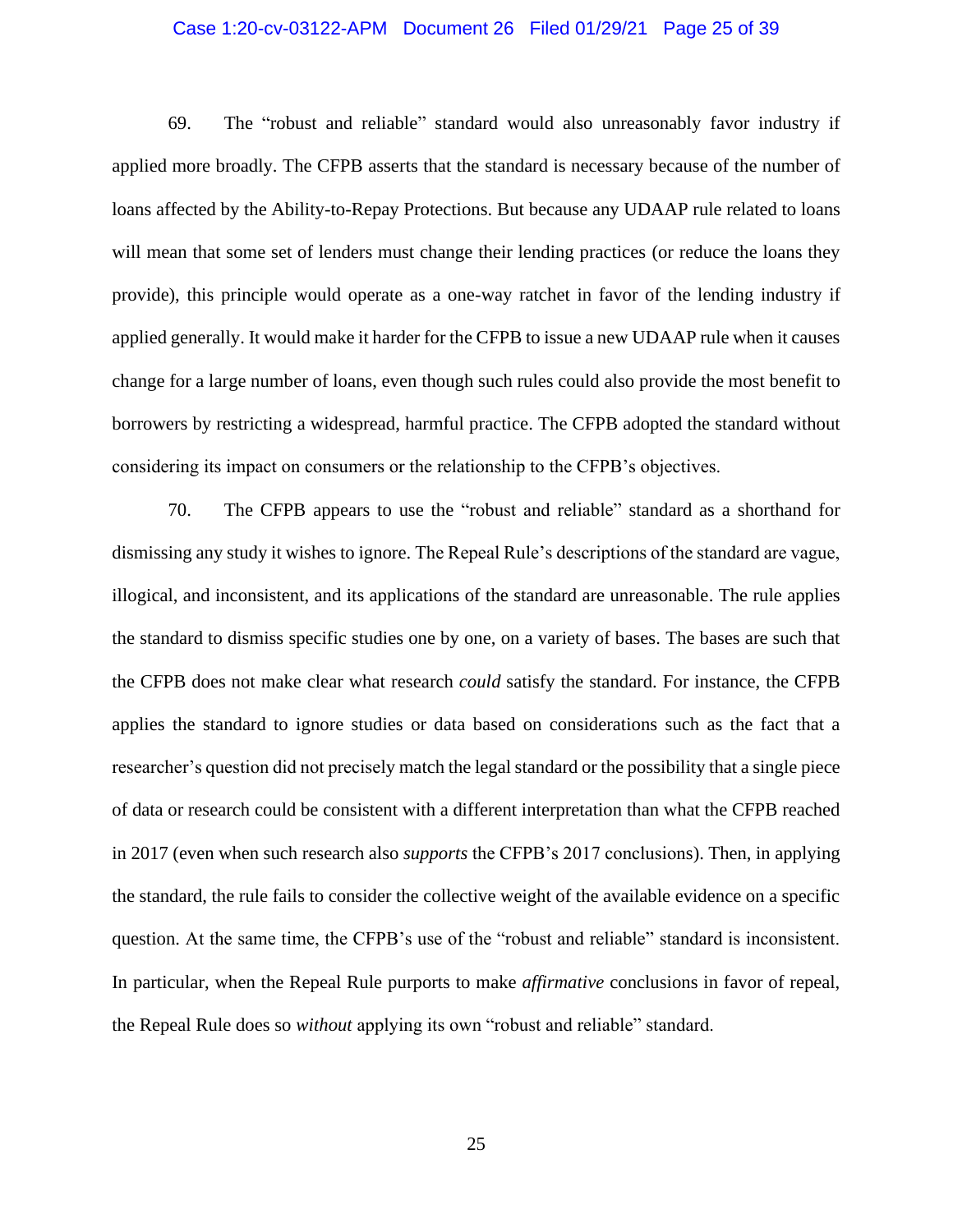69. The "robust and reliable" standard would also unreasonably favor industry if applied more broadly. The CFPB asserts that the standard is necessary because of the number of loans affected by the Ability-to-Repay Protections. But because any UDAAP rule related to loans will mean that some set of lenders must change their lending practices (or reduce the loans they provide), this principle would operate as a one-way ratchet in favor of the lending industry if applied generally. It would make it harder for the CFPB to issue a new UDAAP rule when it causes change for a large number of loans, even though such rules could also provide the most benefit to borrowers by restricting a widespread, harmful practice. The CFPB adopted the standard without considering its impact on consumers or the relationship to the CFPB's objectives.

70. The CFPB appears to use the "robust and reliable" standard as a shorthand for dismissing any study it wishes to ignore. The Repeal Rule's descriptions of the standard are vague, illogical, and inconsistent, and its applications of the standard are unreasonable. The rule applies the standard to dismiss specific studies one by one, on a variety of bases. The bases are such that the CFPB does not make clear what research *could* satisfy the standard. For instance, the CFPB applies the standard to ignore studies or data based on considerations such as the fact that a researcher's question did not precisely match the legal standard or the possibility that a single piece of data or research could be consistent with a different interpretation than what the CFPB reached in 2017 (even when such research also *supports* the CFPB's 2017 conclusions). Then, in applying the standard, the rule fails to consider the collective weight of the available evidence on a specific question. At the same time, the CFPB's use of the "robust and reliable" standard is inconsistent. In particular, when the Repeal Rule purports to make *affirmative* conclusions in favor of repeal, the Repeal Rule does so *without* applying its own "robust and reliable" standard.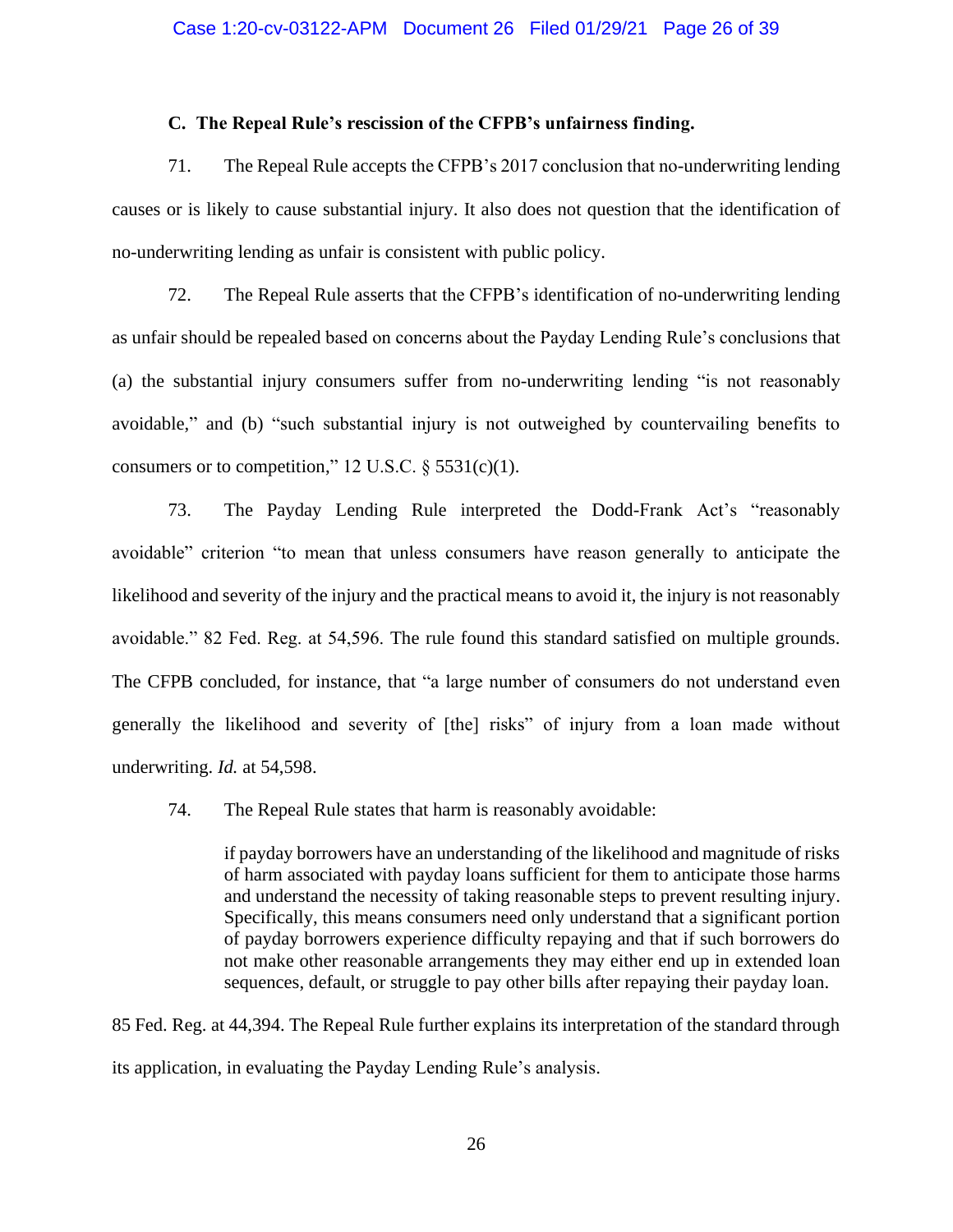### C. The Repeal Rule's rescission of the CFPB's unfairness finding.

71. The Repeal Rule accepts the CFPB's 2017 conclusion that no-underwriting lending causes or is likely to cause substantial injury. It also does not question that the identification of no-underwriting lending as unfair is consistent with public policy.

72. The Repeal Rule asserts that the CFPB's identification of no-underwriting lending as unfair should be repealed based on concerns about the Payday Lending Rule's conclusions that (a) the substantial injury consumers suffer from no-underwriting lending "is not reasonably avoidable," and (b) "such substantial injury is not outweighed by countervailing benefits to consumers or to competition," 12 U.S.C. § 5531(c)(1).

73. The Payday Lending Rule interpreted the Dodd-Frank Act's "reasonably avoidable" criterion "to mean that unless consumers have reason generally to anticipate the likelihood and severity of the injury and the practical means to avoid it, the injury is not reasonably avoidable." 82 Fed. Reg. at 54,596. The rule found this standard satisfied on multiple grounds. The CFPB concluded, for instance, that "a large number of consumers do not understand even generally the likelihood and severity of [the] risks" of injury from a loan made without underwriting. *Id.* at 54,598.

74. The Repeal Rule states that harm is reasonably avoidable:

> if payday borrowers have an understanding of the likelihood and magnitude of risks of harm associated with payday loans sufficient for them to anticipate those harms and understand the necessity of taking reasonable steps to prevent resulting injury. Specifically, this means consumers need only understand that a significant portion of payday borrowers experience difficulty repaying and that if such borrowers do not make other reasonable arrangements they may either end up in extended loan sequences, default, or struggle to pay other bills after repaying their payday loan.

85 Fed. Reg. at 44,394. The Repeal Rule further explains its interpretation of the standard through its application, in evaluating the Payday Lending Rule's analysis.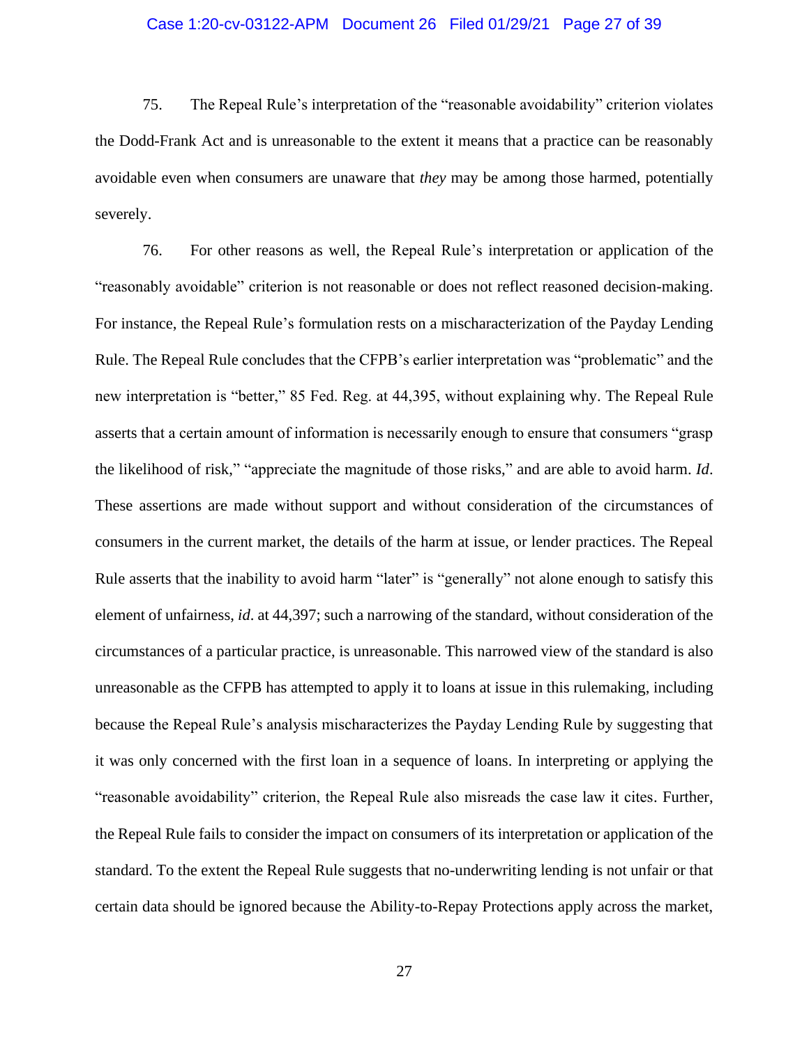75. The Repeal Rule's interpretation of the "reasonable avoidability" criterion violates the Dodd-Frank Act and is unreasonable to the extent it means that a practice can be reasonably avoidable even when consumers are unaware that *they* may be among those harmed, potentially severely.

76. For other reasons as well, the Repeal Rule's interpretation or application of the "reasonably avoidable" criterion is not reasonable or does not reflect reasoned decision-making. For instance, the Repeal Rule's formulation rests on a mischaracterization of the Payday Lending Rule. The Repeal Rule concludes that the CFPB's earlier interpretation was "problematic" and the new interpretation is "better," 85 Fed. Reg. at 44,395, without explaining why. The Repeal Rule asserts that a certain amount of information is necessarily enough to ensure that consumers "grasp the likelihood of risk," "appreciate the magnitude of those risks," and are able to avoid harm. *Id*. These assertions are made without support and without consideration of the circumstances of consumers in the current market, the details of the harm at issue, or lender practices. The Repeal Rule asserts that the inability to avoid harm "later" is "generally" not alone enough to satisfy this element of unfairness, *id*. at 44,397; such a narrowing of the standard, without consideration of the circumstances of a particular practice, is unreasonable. This narrowed view of the standard is also unreasonable as the CFPB has attempted to apply it to loans at issue in this rulemaking, including because the Repeal Rule's analysis mischaracterizes the Payday Lending Rule by suggesting that it was only concerned with the first loan in a sequence of loans. In interpreting or applying the "reasonable avoidability" criterion, the Repeal Rule also misreads the case law it cites. Further, the Repeal Rule fails to consider the impact on consumers of its interpretation or application of the standard. To the extent the Repeal Rule suggests that no-underwriting lending is not unfair or that certain data should be ignored because the Ability-to-Repay Protections apply across the market,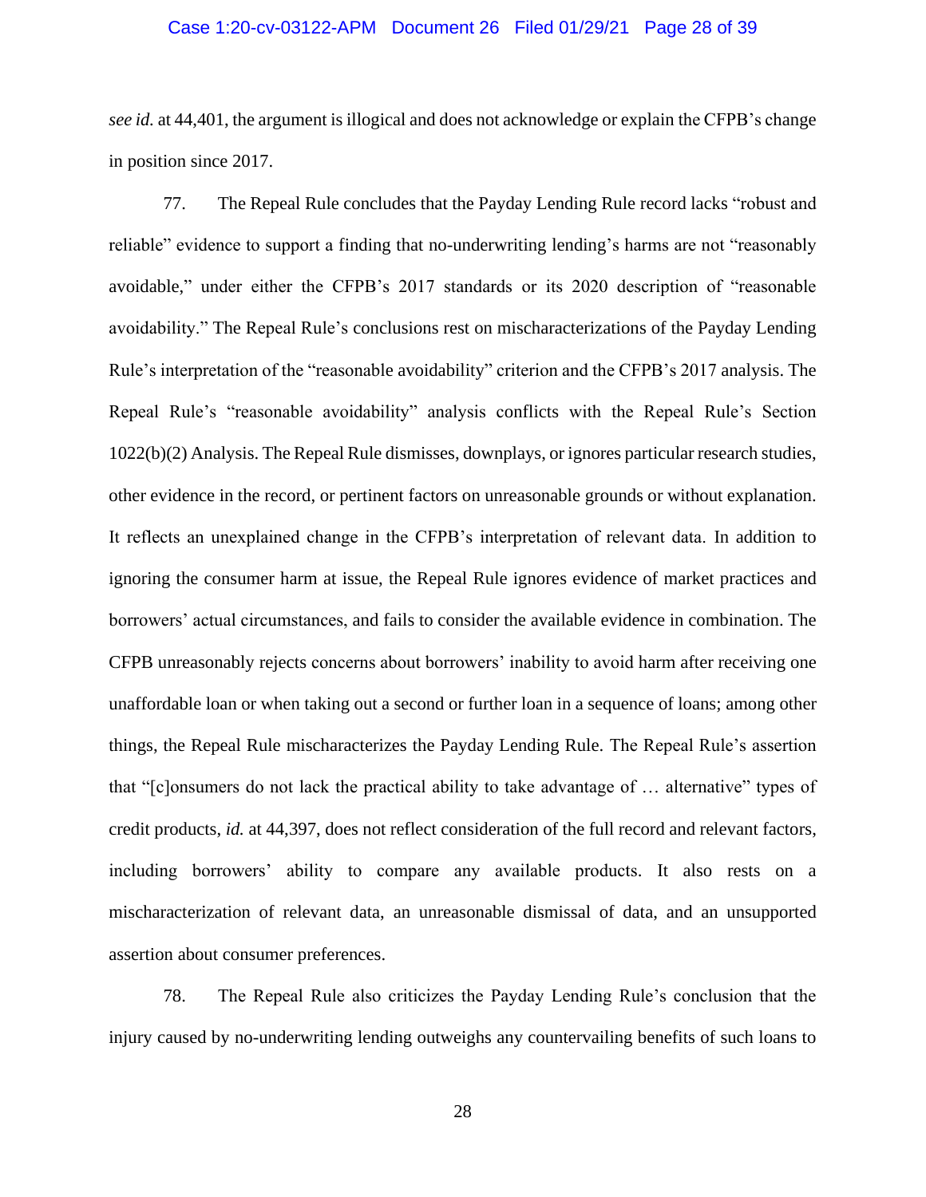*see id.* at 44,401, the argument is illogical and does not acknowledge or explain the CFPB's change in position since 2017.

77. The Repeal Rule concludes that the Payday Lending Rule record lacks "robust and reliable" evidence to support a finding that no-underwriting lending's harms are not "reasonably avoidable," under either the CFPB's 2017 standards or its 2020 description of "reasonable avoidability." The Repeal Rule's conclusions rest on mischaracterizations of the Payday Lending Rule's interpretation of the "reasonable avoidability" criterion and the CFPB's 2017 analysis. The Repeal Rule's "reasonable avoidability" analysis conflicts with the Repeal Rule's Section 1022(b)(2) Analysis. The Repeal Rule dismisses, downplays, or ignores particular research studies, other evidence in the record, or pertinent factors on unreasonable grounds or without explanation. It reflects an unexplained change in the CFPB's interpretation of relevant data. In addition to ignoring the consumer harm at issue, the Repeal Rule ignores evidence of market practices and borrowers' actual circumstances, and fails to consider the available evidence in combination. The CFPB unreasonably rejects concerns about borrowers' inability to avoid harm after receiving one unaffordable loan or when taking out a second or further loan in a sequence of loans; among other things, the Repeal Rule mischaracterizes the Payday Lending Rule. The Repeal Rule's assertion that "[c]onsumers do not lack the practical ability to take advantage of … alternative" types of credit products, *id.* at 44,397, does not reflect consideration of the full record and relevant factors, including borrowers' ability to compare any available products. It also rests on a mischaracterization of relevant data, an unreasonable dismissal of data, and an unsupported assertion about consumer preferences.

78. The Repeal Rule also criticizes the Payday Lending Rule's conclusion that the injury caused by no-underwriting lending outweighs any countervailing benefits of such loans to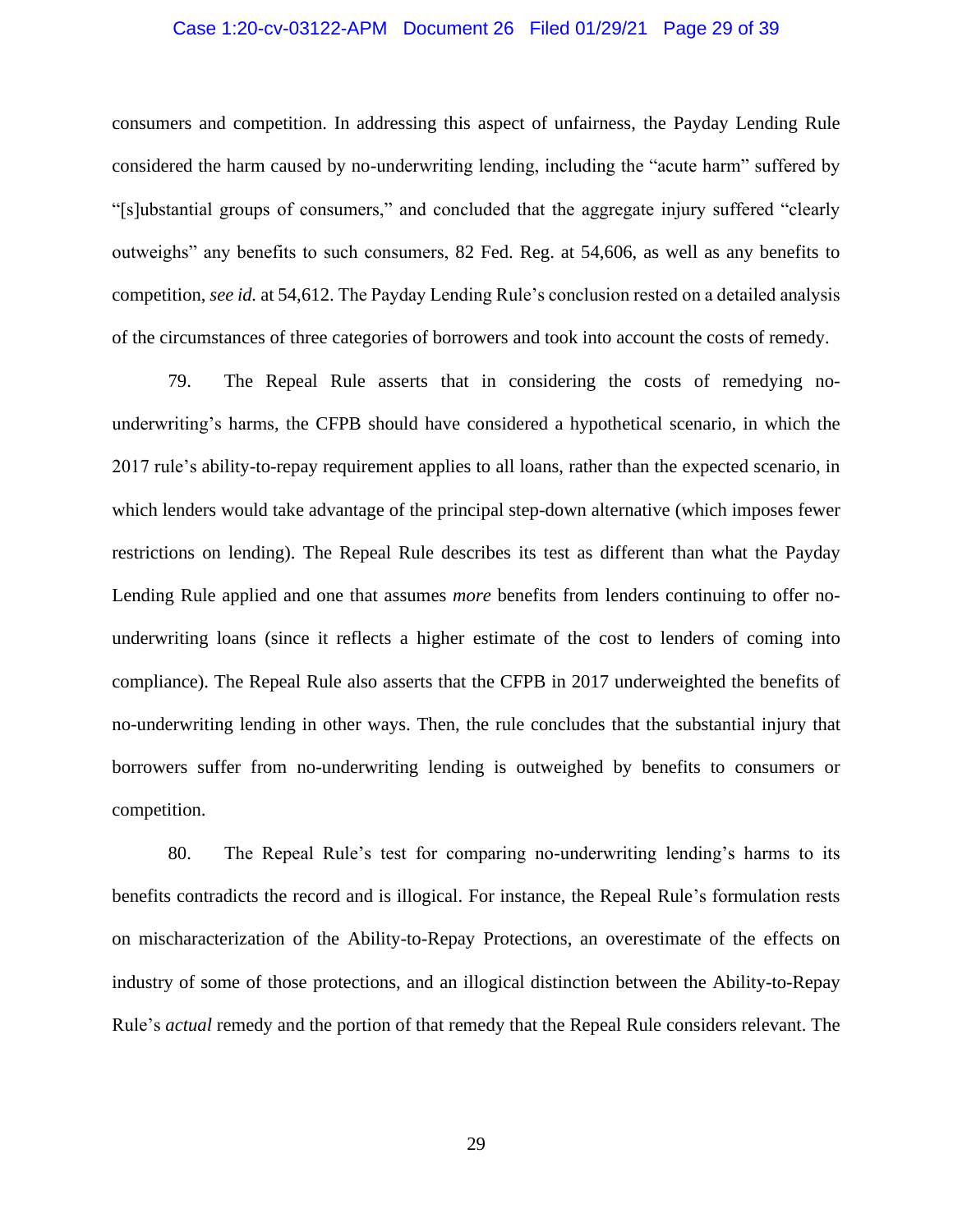consumers and competition. In addressing this aspect of unfairness, the Payday Lending Rule considered the harm caused by no-underwriting lending, including the "acute harm" suffered by "[s]ubstantial groups of consumers," and concluded that the aggregate injury suffered "clearly outweighs" any benefits to such consumers, 82 Fed. Reg. at 54,606, as well as any benefits to competition, *see id.* at 54,612. The Payday Lending Rule's conclusion rested on a detailed analysis of the circumstances of three categories of borrowers and took into account the costs of remedy.

79. The Repeal Rule asserts that in considering the costs of remedying no-underwriting's harms, the CFPB should have considered a hypothetical scenario, in which the 2017 rule's ability-to-repay requirement applies to all loans, rather than the expected scenario, in which lenders would take advantage of the principal step-down alternative (which imposes fewer restrictions on lending). The Repeal Rule describes its test as different than what the Payday Lending Rule applied and one that assumes *more* benefits from lenders continuing to offer no-underwriting loans (since it reflects a higher estimate of the cost to lenders of coming into compliance). The Repeal Rule also asserts that the CFPB in 2017 underweighted the benefits of no-underwriting lending in other ways. Then, the rule concludes that the substantial injury that borrowers suffer from no-underwriting lending is outweighed by benefits to consumers or competition.

80. The Repeal Rule's test for comparing no-underwriting lending's harms to its benefits contradicts the record and is illogical. For instance, the Repeal Rule's formulation rests on mischaracterization of the Ability-to-Repay Protections, an overestimate of the effects on industry of some of those protections, and an illogical distinction between the Ability-to-Repay Rule's *actual* remedy and the portion of that remedy that the Repeal Rule considers relevant. The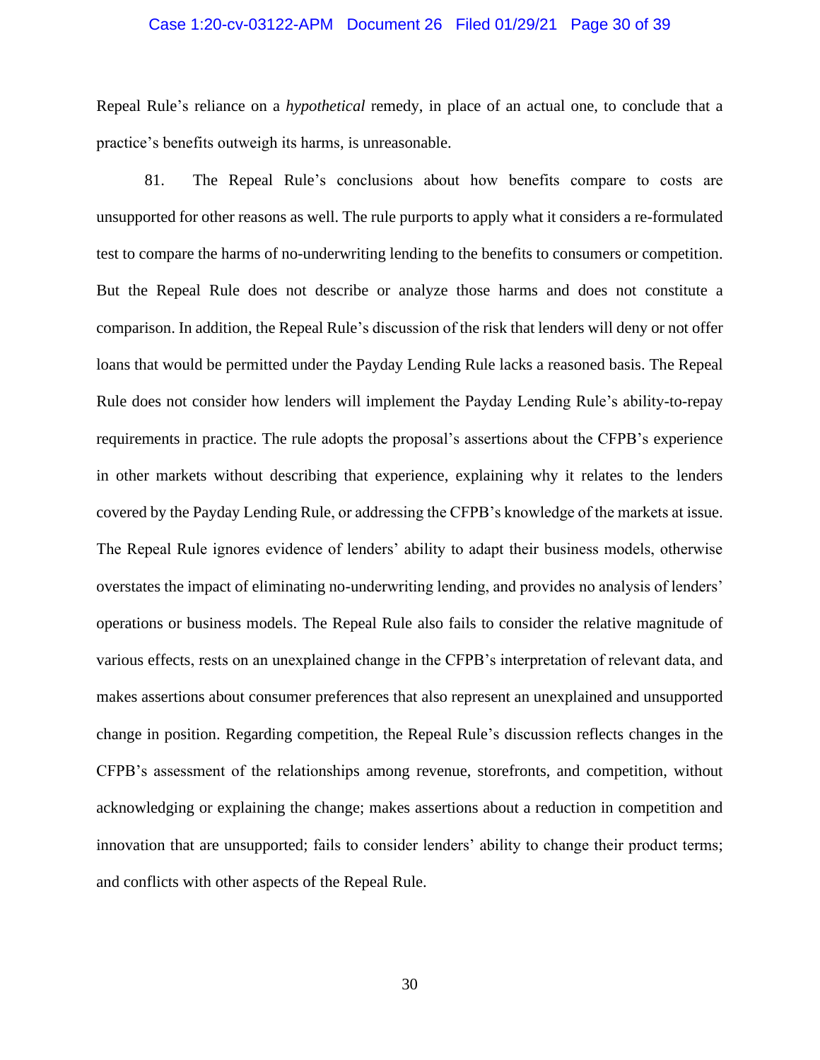Repeal Rule's reliance on a *hypothetical* remedy, in place of an actual one, to conclude that a practice's benefits outweigh its harms, is unreasonable.

81. The Repeal Rule's conclusions about how benefits compare to costs are unsupported for other reasons as well. The rule purports to apply what it considers a re-formulated test to compare the harms of no-underwriting lending to the benefits to consumers or competition. But the Repeal Rule does not describe or analyze those harms and does not constitute a comparison. In addition, the Repeal Rule's discussion of the risk that lenders will deny or not offer loans that would be permitted under the Payday Lending Rule lacks a reasoned basis. The Repeal Rule does not consider how lenders will implement the Payday Lending Rule's ability-to-repay requirements in practice. The rule adopts the proposal's assertions about the CFPB's experience in other markets without describing that experience, explaining why it relates to the lenders covered by the Payday Lending Rule, or addressing the CFPB's knowledge of the markets at issue. The Repeal Rule ignores evidence of lenders' ability to adapt their business models, otherwise overstates the impact of eliminating no-underwriting lending, and provides no analysis of lenders' operations or business models. The Repeal Rule also fails to consider the relative magnitude of various effects, rests on an unexplained change in the CFPB's interpretation of relevant data, and makes assertions about consumer preferences that also represent an unexplained and unsupported change in position. Regarding competition, the Repeal Rule's discussion reflects changes in the CFPB's assessment of the relationships among revenue, storefronts, and competition, without acknowledging or explaining the change; makes assertions about a reduction in competition and innovation that are unsupported; fails to consider lenders' ability to change their product terms; and conflicts with other aspects of the Repeal Rule.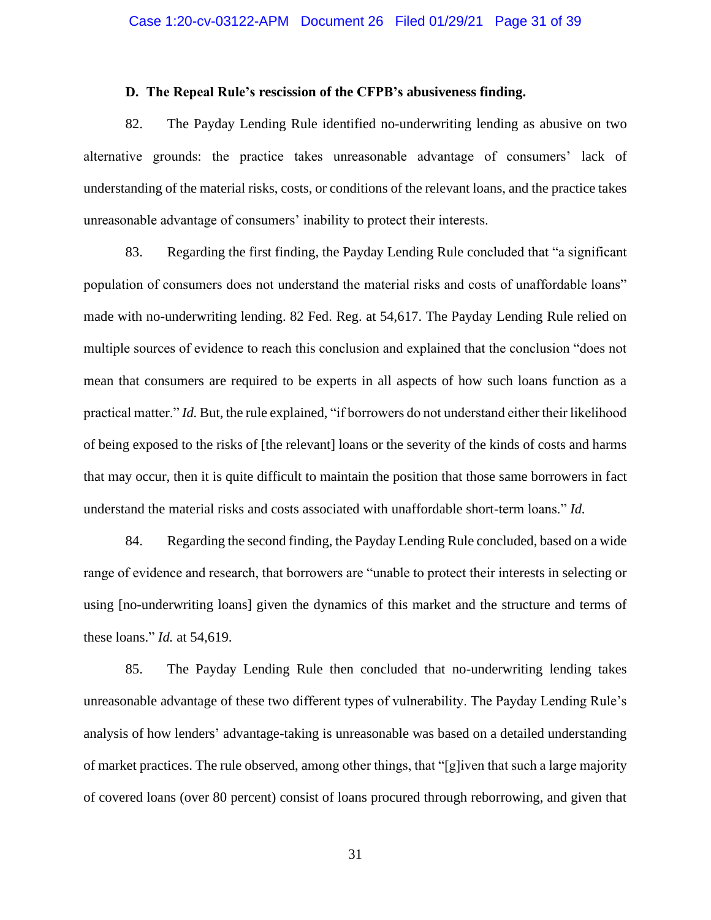### D. The Repeal Rule's rescission of the CFPB's abusiveness finding.

82. The Payday Lending Rule identified no-underwriting lending as abusive on two alternative grounds: the practice takes unreasonable advantage of consumers' lack of understanding of the material risks, costs, or conditions of the relevant loans, and the practice takes unreasonable advantage of consumers' inability to protect their interests.

83. Regarding the first finding, the Payday Lending Rule concluded that "a significant population of consumers does not understand the material risks and costs of unaffordable loans" made with no-underwriting lending. 82 Fed. Reg. at 54,617. The Payday Lending Rule relied on multiple sources of evidence to reach this conclusion and explained that the conclusion "does not mean that consumers are required to be experts in all aspects of how such loans function as a practical matter." *Id.* But, the rule explained, "if borrowers do not understand either their likelihood of being exposed to the risks of [the relevant] loans or the severity of the kinds of costs and harms that may occur, then it is quite difficult to maintain the position that those same borrowers in fact understand the material risks and costs associated with unaffordable short-term loans." *Id.*

84. Regarding the second finding, the Payday Lending Rule concluded, based on a wide range of evidence and research, that borrowers are "unable to protect their interests in selecting or using [no-underwriting loans] given the dynamics of this market and the structure and terms of these loans." *Id.* at 54,619.

85. The Payday Lending Rule then concluded that no-underwriting lending takes unreasonable advantage of these two different types of vulnerability. The Payday Lending Rule's analysis of how lenders' advantage-taking is unreasonable was based on a detailed understanding of market practices. The rule observed, among other things, that "[g]iven that such a large majority of covered loans (over 80 percent) consist of loans procured through reborrowing, and given that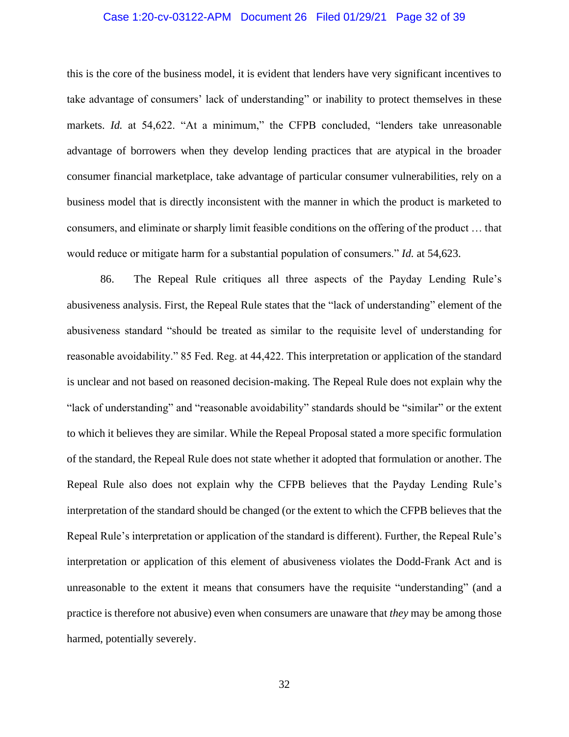this is the core of the business model, it is evident that lenders have very significant incentives to take advantage of consumers' lack of understanding" or inability to protect themselves in these markets. *Id.* at 54,622. "At a minimum," the CFPB concluded, "lenders take unreasonable advantage of borrowers when they develop lending practices that are atypical in the broader consumer financial marketplace, take advantage of particular consumer vulnerabilities, rely on a business model that is directly inconsistent with the manner in which the product is marketed to consumers, and eliminate or sharply limit feasible conditions on the offering of the product … that would reduce or mitigate harm for a substantial population of consumers." *Id.* at 54,623.

86. The Repeal Rule critiques all three aspects of the Payday Lending Rule's abusiveness analysis. First, the Repeal Rule states that the "lack of understanding" element of the abusiveness standard "should be treated as similar to the requisite level of understanding for reasonable avoidability." 85 Fed. Reg. at 44,422. This interpretation or application of the standard is unclear and not based on reasoned decision-making. The Repeal Rule does not explain why the "lack of understanding" and "reasonable avoidability" standards should be "similar" or the extent to which it believes they are similar. While the Repeal Proposal stated a more specific formulation of the standard, the Repeal Rule does not state whether it adopted that formulation or another. The Repeal Rule also does not explain why the CFPB believes that the Payday Lending Rule's interpretation of the standard should be changed (or the extent to which the CFPB believes that the Repeal Rule's interpretation or application of the standard is different). Further, the Repeal Rule's interpretation or application of this element of abusiveness violates the Dodd-Frank Act and is unreasonable to the extent it means that consumers have the requisite "understanding" (and a practice is therefore not abusive) even when consumers are unaware that *they* may be among those harmed, potentially severely.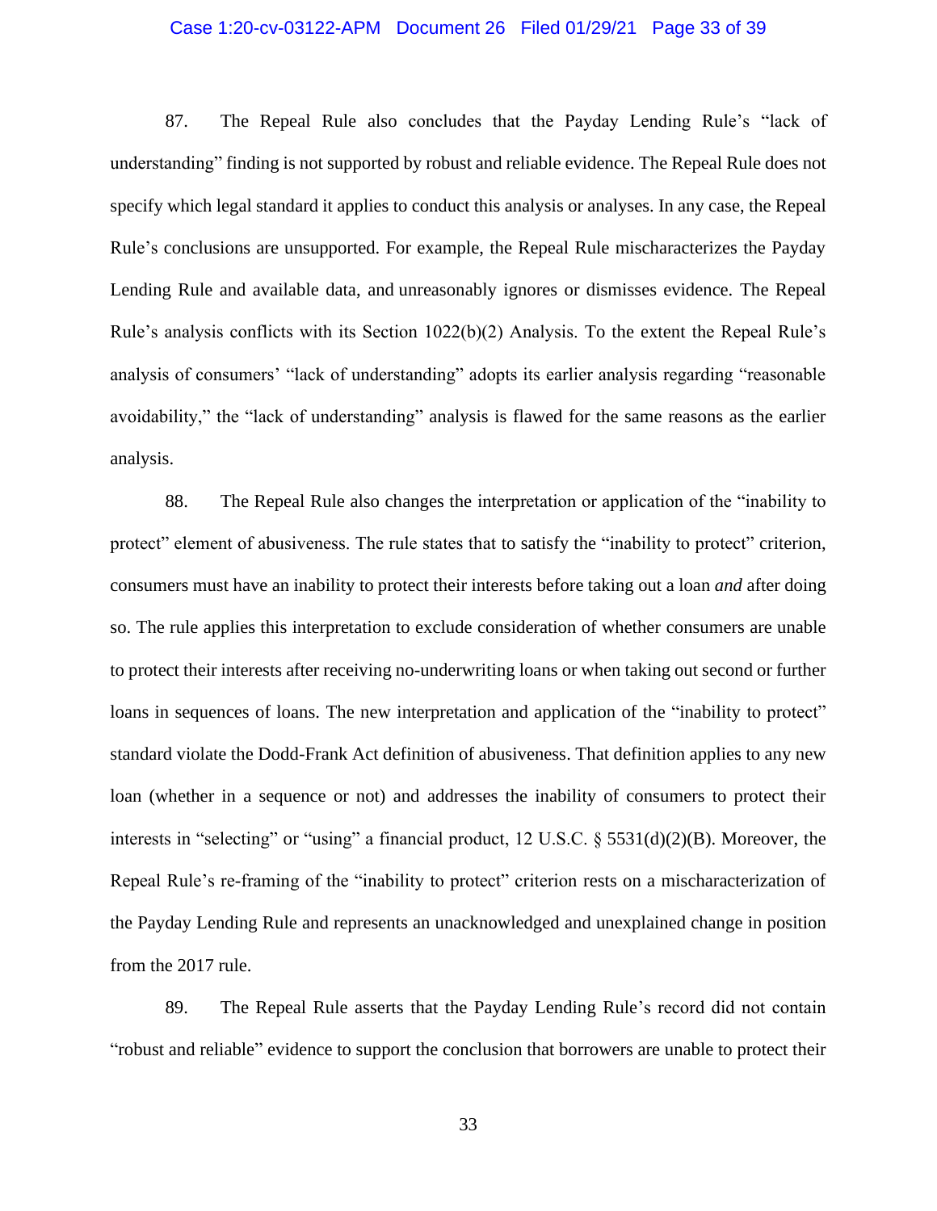87. The Repeal Rule also concludes that the Payday Lending Rule's "lack of understanding" finding is not supported by robust and reliable evidence. The Repeal Rule does not specify which legal standard it applies to conduct this analysis or analyses. In any case, the Repeal Rule's conclusions are unsupported. For example, the Repeal Rule mischaracterizes the Payday Lending Rule and available data, and unreasonably ignores or dismisses evidence. The Repeal Rule's analysis conflicts with its Section 1022(b)(2) Analysis. To the extent the Repeal Rule's analysis of consumers' "lack of understanding" adopts its earlier analysis regarding "reasonable avoidability," the "lack of understanding" analysis is flawed for the same reasons as the earlier analysis.

88. The Repeal Rule also changes the interpretation or application of the "inability to protect" element of abusiveness. The rule states that to satisfy the "inability to protect" criterion, consumers must have an inability to protect their interests before taking out a loan *and* after doing so. The rule applies this interpretation to exclude consideration of whether consumers are unable to protect their interests after receiving no-underwriting loans or when taking out second or further loans in sequences of loans. The new interpretation and application of the "inability to protect" standard violate the Dodd-Frank Act definition of abusiveness. That definition applies to any new loan (whether in a sequence or not) and addresses the inability of consumers to protect their interests in "selecting" or "using" a financial product, 12 U.S.C. § 5531(d)(2)(B). Moreover, the Repeal Rule's re-framing of the "inability to protect" criterion rests on a mischaracterization of the Payday Lending Rule and represents an unacknowledged and unexplained change in position from the 2017 rule.

89. The Repeal Rule asserts that the Payday Lending Rule's record did not contain "robust and reliable" evidence to support the conclusion that borrowers are unable to protect their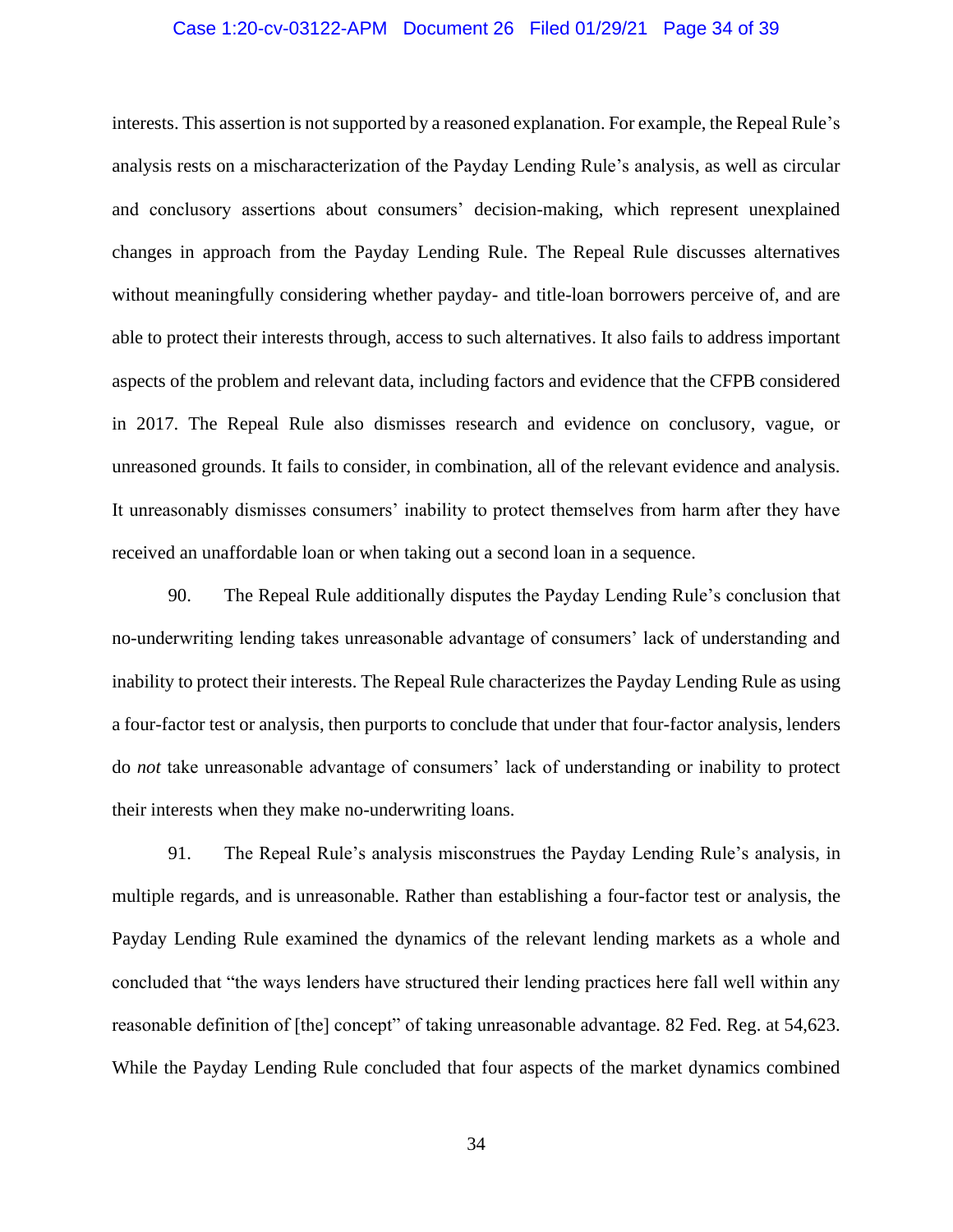interests. This assertion is not supported by a reasoned explanation. For example, the Repeal Rule's analysis rests on a mischaracterization of the Payday Lending Rule's analysis, as well as circular and conclusory assertions about consumers' decision-making, which represent unexplained changes in approach from the Payday Lending Rule. The Repeal Rule discusses alternatives without meaningfully considering whether payday- and title-loan borrowers perceive of, and are able to protect their interests through, access to such alternatives. It also fails to address important aspects of the problem and relevant data, including factors and evidence that the CFPB considered in 2017. The Repeal Rule also dismisses research and evidence on conclusory, vague, or unreasoned grounds. It fails to consider, in combination, all of the relevant evidence and analysis. It unreasonably dismisses consumers' inability to protect themselves from harm after they have received an unaffordable loan or when taking out a second loan in a sequence.

90. The Repeal Rule additionally disputes the Payday Lending Rule's conclusion that no-underwriting lending takes unreasonable advantage of consumers' lack of understanding and inability to protect their interests. The Repeal Rule characterizes the Payday Lending Rule as using a four-factor test or analysis, then purports to conclude that under that four-factor analysis, lenders do *not* take unreasonable advantage of consumers' lack of understanding or inability to protect their interests when they make no-underwriting loans.

91. The Repeal Rule's analysis misconstrues the Payday Lending Rule's analysis, in multiple regards, and is unreasonable. Rather than establishing a four-factor test or analysis, the Payday Lending Rule examined the dynamics of the relevant lending markets as a whole and concluded that "the ways lenders have structured their lending practices here fall well within any reasonable definition of [the] concept" of taking unreasonable advantage. 82 Fed. Reg. at 54,623. While the Payday Lending Rule concluded that four aspects of the market dynamics combined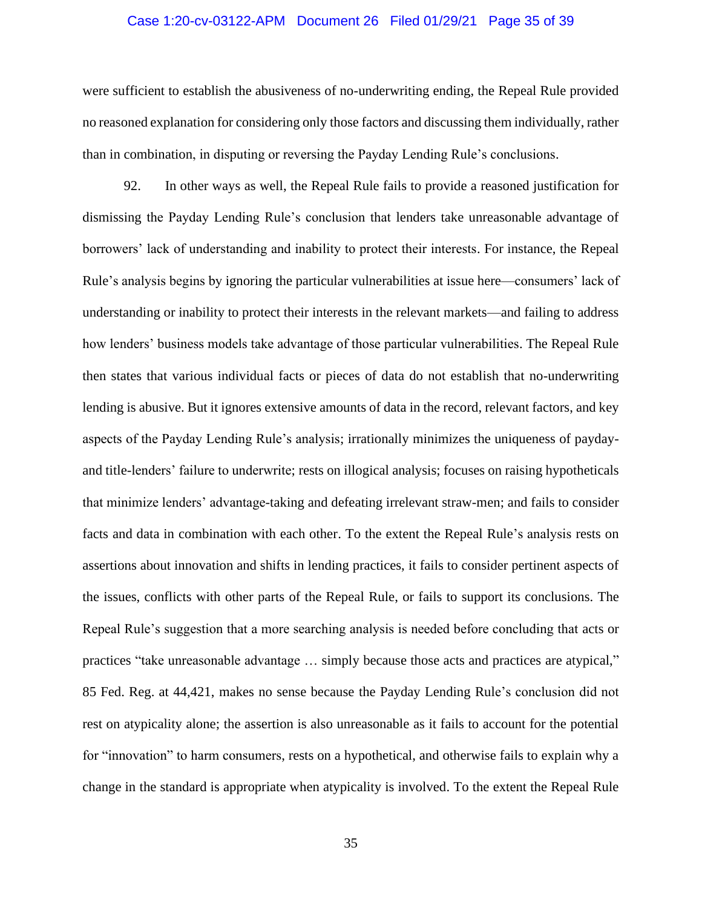were sufficient to establish the abusiveness of no-underwriting ending, the Repeal Rule provided no reasoned explanation for considering only those factors and discussing them individually, rather than in combination, in disputing or reversing the Payday Lending Rule's conclusions.

92. In other ways as well, the Repeal Rule fails to provide a reasoned justification for dismissing the Payday Lending Rule's conclusion that lenders take unreasonable advantage of borrowers' lack of understanding and inability to protect their interests. For instance, the Repeal Rule's analysis begins by ignoring the particular vulnerabilities at issue here—consumers' lack of understanding or inability to protect their interests in the relevant markets—and failing to address how lenders' business models take advantage of those particular vulnerabilities. The Repeal Rule then states that various individual facts or pieces of data do not establish that no-underwriting lending is abusive. But it ignores extensive amounts of data in the record, relevant factors, and key aspects of the Payday Lending Rule's analysis; irrationally minimizes the uniqueness of payday- and title-lenders' failure to underwrite; rests on illogical analysis; focuses on raising hypotheticals that minimize lenders' advantage-taking and defeating irrelevant straw-men; and fails to consider facts and data in combination with each other. To the extent the Repeal Rule's analysis rests on assertions about innovation and shifts in lending practices, it fails to consider pertinent aspects of the issues, conflicts with other parts of the Repeal Rule, or fails to support its conclusions. The Repeal Rule's suggestion that a more searching analysis is needed before concluding that acts or practices "take unreasonable advantage … simply because those acts and practices are atypical," 85 Fed. Reg. at 44,421, makes no sense because the Payday Lending Rule's conclusion did not rest on atypicality alone; the assertion is also unreasonable as it fails to account for the potential for "innovation" to harm consumers, rests on a hypothetical, and otherwise fails to explain why a change in the standard is appropriate when atypicality is involved. To the extent the Repeal Rule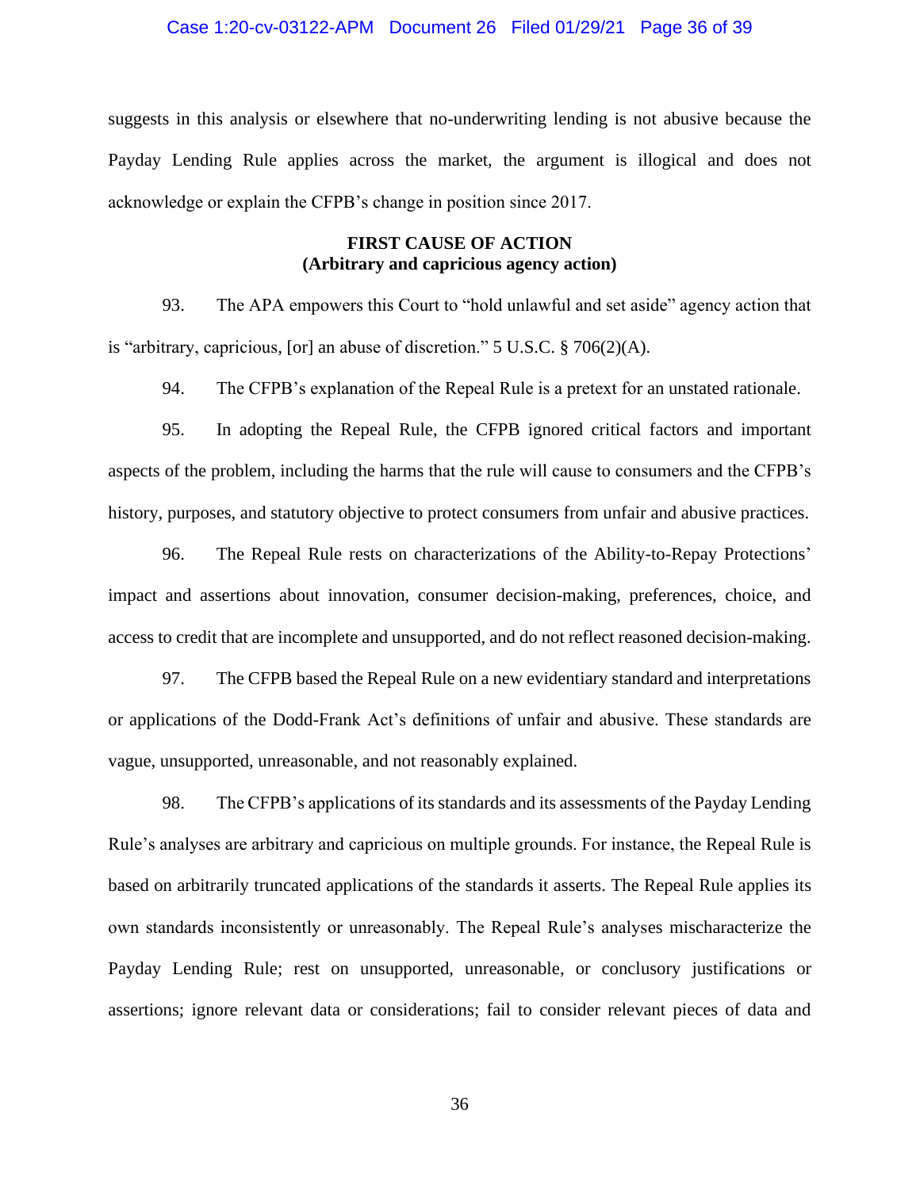suggests in this analysis or elsewhere that no-underwriting lending is not abusive because the Payday Lending Rule applies across the market, the argument is illogical and does not acknowledge or explain the CFPB's change in position since 2017.

**FIRST CAUSE OF ACTION**
**(Arbitrary and capricious agency action)**

93. The APA empowers this Court to "hold unlawful and set aside" agency action that is "arbitrary, capricious, [or] an abuse of discretion." 5 U.S.C. § 706(2)(A).

94. The CFPB's explanation of the Repeal Rule is a pretext for an unstated rationale.

95. In adopting the Repeal Rule, the CFPB ignored critical factors and important aspects of the problem, including the harms that the rule will cause to consumers and the CFPB's history, purposes, and statutory objective to protect consumers from unfair and abusive practices.

96. The Repeal Rule rests on characterizations of the Ability-to-Repay Protections' impact and assertions about innovation, consumer decision-making, preferences, choice, and access to credit that are incomplete and unsupported, and do not reflect reasoned decision-making.

97. The CFPB based the Repeal Rule on a new evidentiary standard and interpretations or applications of the Dodd-Frank Act's definitions of unfair and abusive. These standards are vague, unsupported, unreasonable, and not reasonably explained.

98. The CFPB's applications of its standards and its assessments of the Payday Lending Rule's analyses are arbitrary and capricious on multiple grounds. For instance, the Repeal Rule is based on arbitrarily truncated applications of the standards it asserts. The Repeal Rule applies its own standards inconsistently or unreasonably. The Repeal Rule's analyses mischaracterize the Payday Lending Rule; rest on unsupported, unreasonable, or conclusory justifications or assertions; ignore relevant data or considerations; fail to consider relevant pieces of data and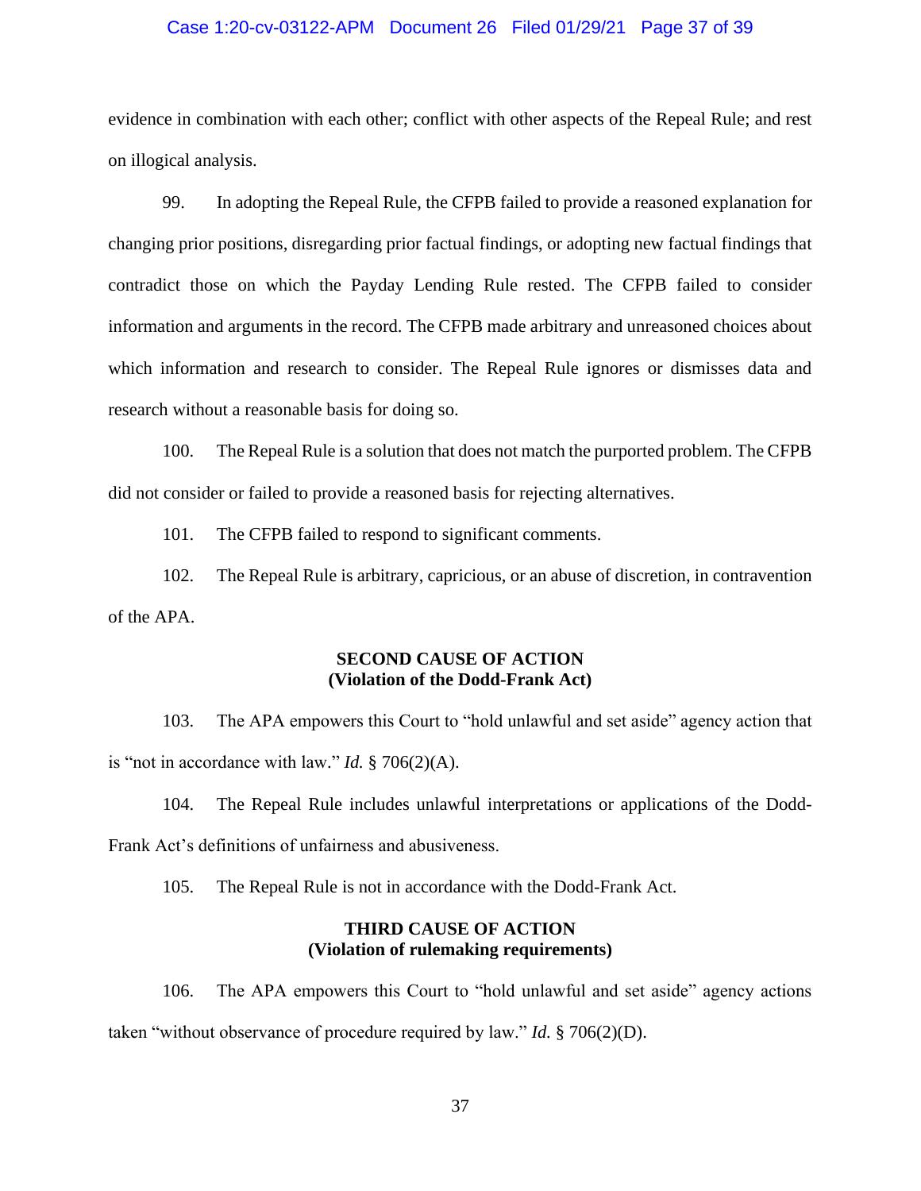evidence in combination with each other; conflict with other aspects of the Repeal Rule; and rest on illogical analysis.

99. In adopting the Repeal Rule, the CFPB failed to provide a reasoned explanation for changing prior positions, disregarding prior factual findings, or adopting new factual findings that contradict those on which the Payday Lending Rule rested. The CFPB failed to consider information and arguments in the record. The CFPB made arbitrary and unreasoned choices about which information and research to consider. The Repeal Rule ignores or dismisses data and research without a reasonable basis for doing so.

100. The Repeal Rule is a solution that does not match the purported problem. The CFPB did not consider or failed to provide a reasoned basis for rejecting alternatives.

101. The CFPB failed to respond to significant comments.

102. The Repeal Rule is arbitrary, capricious, or an abuse of discretion, in contravention of the APA.

**SECOND CAUSE OF ACTION**
**(Violation of the Dodd-Frank Act)**

103. The APA empowers this Court to "hold unlawful and set aside" agency action that is "not in accordance with law." *Id.* § 706(2)(A).

104. The Repeal Rule includes unlawful interpretations or applications of the Dodd-Frank Act's definitions of unfairness and abusiveness.

105. The Repeal Rule is not in accordance with the Dodd-Frank Act.

**THIRD CAUSE OF ACTION**
**(Violation of rulemaking requirements)**

106. The APA empowers this Court to "hold unlawful and set aside" agency actions taken "without observance of procedure required by law." *Id.* § 706(2)(D).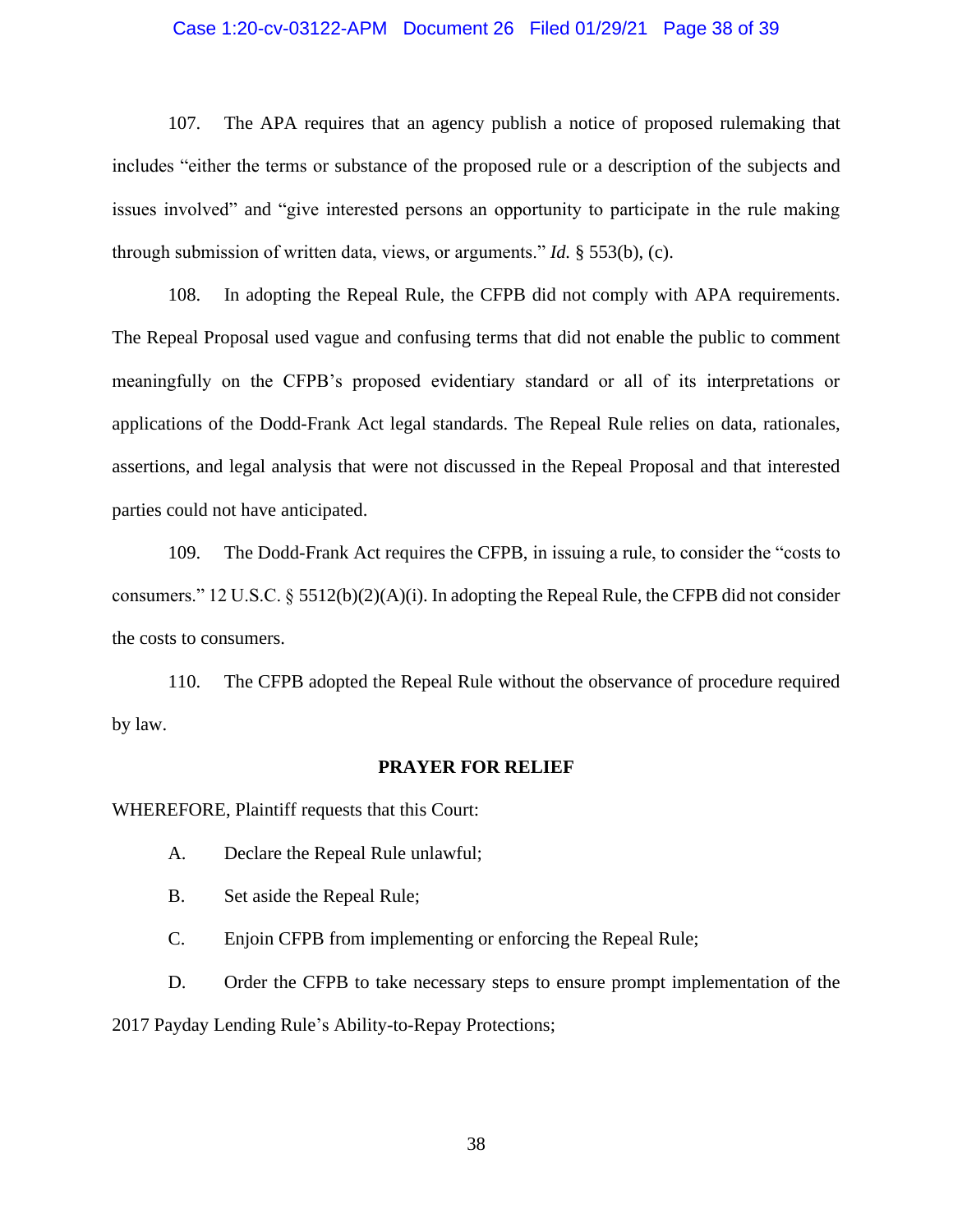107. The APA requires that an agency publish a notice of proposed rulemaking that includes "either the terms or substance of the proposed rule or a description of the subjects and issues involved" and "give interested persons an opportunity to participate in the rule making through submission of written data, views, or arguments." *Id.* § 553(b), (c).

108. In adopting the Repeal Rule, the CFPB did not comply with APA requirements. The Repeal Proposal used vague and confusing terms that did not enable the public to comment meaningfully on the CFPB's proposed evidentiary standard or all of its interpretations or applications of the Dodd-Frank Act legal standards. The Repeal Rule relies on data, rationales, assertions, and legal analysis that were not discussed in the Repeal Proposal and that interested parties could not have anticipated.

109. The Dodd-Frank Act requires the CFPB, in issuing a rule, to consider the "costs to consumers." 12 U.S.C. § 5512(b)(2)(A)(i). In adopting the Repeal Rule, the CFPB did not consider the costs to consumers.

110. The CFPB adopted the Repeal Rule without the observance of procedure required by law.

**PRAYER FOR RELIEF**

WHEREFORE, Plaintiff requests that this Court:

A. Declare the Repeal Rule unlawful;

B. Set aside the Repeal Rule;

C. Enjoin CFPB from implementing or enforcing the Repeal Rule;

D. Order the CFPB to take necessary steps to ensure prompt implementation of the 2017 Payday Lending Rule's Ability-to-Repay Protections;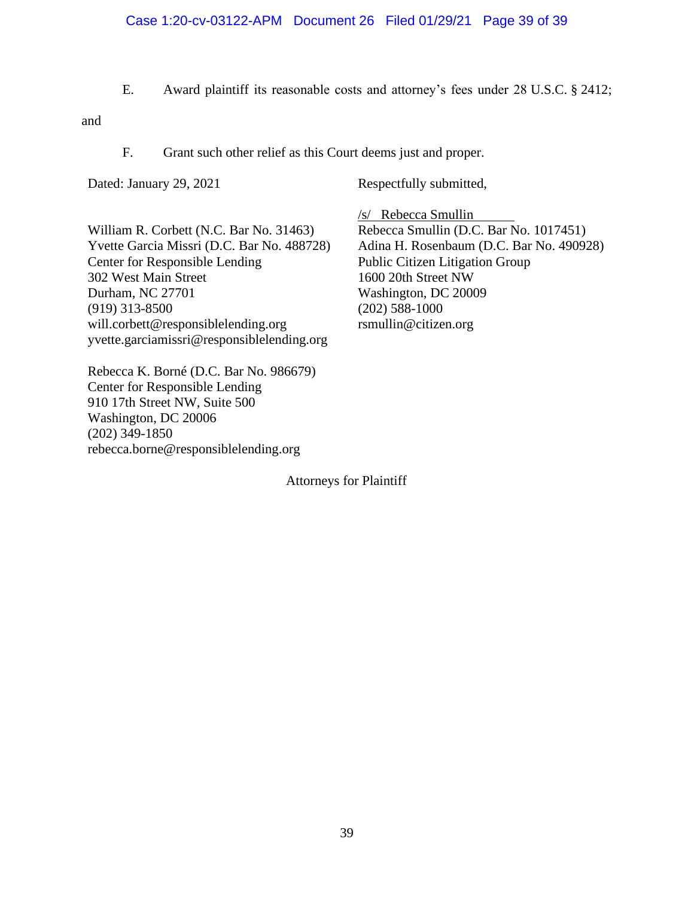E. Award plaintiff its reasonable costs and attorney's fees under 28 U.S.C. § 2412; and

F. Grant such other relief as this Court deems just and proper.

Dated: January 29, 2021

Respectfully submitted,

/s/ Rebecca Smullin
Rebecca Smullin (D.C. Bar No. 1017451)
Adina H. Rosenbaum (D.C. Bar No. 490928)
Public Citizen Litigation Group
1600 20th Street NW
Washington, DC 20009
(202) 588-1000
rsmullin@citizen.org

William R. Corbett (N.C. Bar No. 31463)
Yvette Garcia Missri (D.C. Bar No. 488728)
Center for Responsible Lending
302 West Main Street
Durham, NC 27701
(919) 313-8500
will.corbett@responsiblelending.org
yvette.garciamissri@responsiblelending.org

Rebecca K. Borné (D.C. Bar No. 986679)
Center for Responsible Lending
910 17th Street NW, Suite 500
Washington, DC 20006
(202) 349-1850
rebecca.borne@responsiblelending.org

Attorneys for Plaintiff